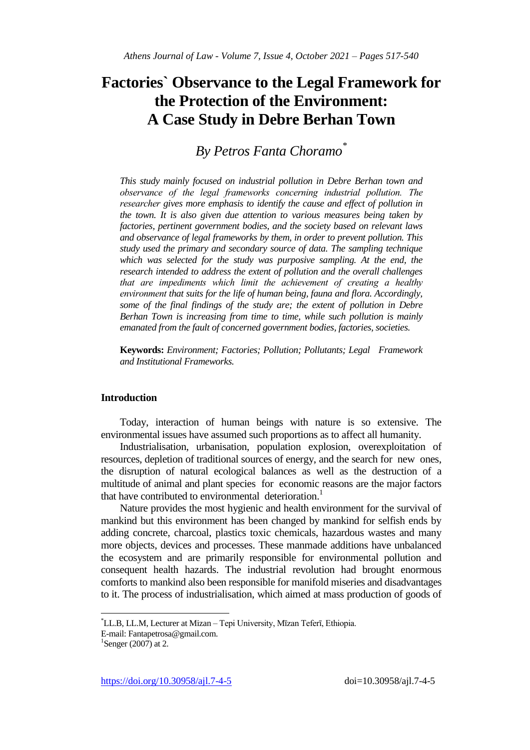# Factories` Observance to the Legal Framework for the Protection of the Environment: A Case Study in Debre Berhan Town

## *By Petros Fanta Choramo*[*]

*This study mainly focused on industrial pollution in Debre Berhan town and observance of the legal frameworks concerning industrial pollution. The researcher gives more emphasis to identify the cause and effect of pollution in the town. It is also given due attention to various measures being taken by factories, pertinent government bodies, and the society based on relevant laws and observance of legal frameworks by them, in order to prevent pollution. This study used the primary and secondary source of data. The sampling technique which was selected for the study was purposive sampling. At the end, the research intended to address the extent of pollution and the overall challenges that are impediments which limit the achievement of creating a healthy environment that suits for the life of human being, fauna and flora. Accordingly, some of the final findings of the study are; the extent of pollution in Debre Berhan Town is increasing from time to time, while such pollution is mainly emanated from the fault of concerned government bodies, factories, societies.*

**Keywords:** *Environment; Factories; Pollution; Pollutants; Legal Framework and Institutional Frameworks.*

### Introduction

Today, interaction of human beings with nature is so extensive. The environmental issues have assumed such proportions as to affect all humanity.

Industrialisation, urbanisation, population explosion, overexploitation of resources, depletion of traditional sources of energy, and the search for new ones, the disruption of natural ecological balances as well as the destruction of a multitude of animal and plant species for economic reasons are the major factors that have contributed to environmental deterioration.[1]

Nature provides the most hygienic and health environment for the survival of mankind but this environment has been changed by mankind for selfish ends by adding concrete, charcoal, plastics toxic chemicals, hazardous wastes and many more objects, devices and processes. These manmade additions have unbalanced the ecosystem and are primarily responsible for environmental pollution and consequent health hazards. The industrial revolution had brought enormous comforts to mankind also been responsible for manifold miseries and disadvantages to it. The process of industrialisation, which aimed at mass production of goods of

---

[*] LL.B, LL.M, Lecturer at Mizan – Tepi University, Mīzan Teferī, Ethiopia.
E-mail: Fantapetrosa@gmail.com.

[1] Senger (2007) at 2.

https://doi.org/10.30958/ajl.7-4-5 doi=10.30958/ajl.7-4-5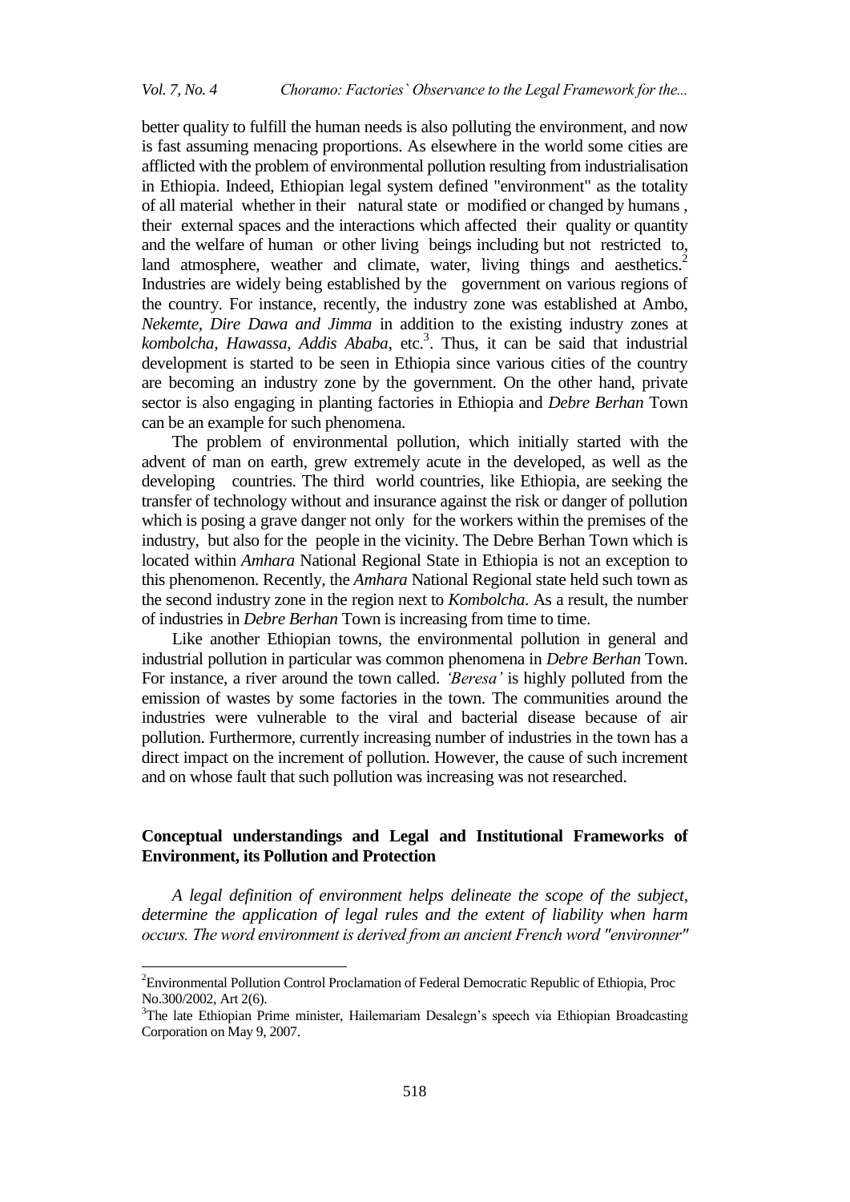better quality to fulfill the human needs is also polluting the environment, and now is fast assuming menacing proportions. As elsewhere in the world some cities are afflicted with the problem of environmental pollution resulting from industrialisation in Ethiopia. Indeed, Ethiopian legal system defined "environment" as the totality of all material whether in their natural state or modified or changed by humans, their external spaces and the interactions which affected their quality or quantity and the welfare of human or other living beings including but not restricted to, land atmosphere, weather and climate, water, living things and aesthetics.[2] Industries are widely being established by the government on various regions of the country. For instance, recently, the industry zone was established at Ambo, *Nekemte, Dire Dawa and Jimma* in addition to the existing industry zones at *kombolcha, Hawassa, Addis Ababa,* etc.[3]. Thus, it can be said that industrial development is started to be seen in Ethiopia since various cities of the country are becoming an industry zone by the government. On the other hand, private sector is also engaging in planting factories in Ethiopia and *Debre Berhan* Town can be an example for such phenomena.

The problem of environmental pollution, which initially started with the advent of man on earth, grew extremely acute in the developed, as well as the developing countries. The third world countries, like Ethiopia, are seeking the transfer of technology without and insurance against the risk or danger of pollution which is posing a grave danger not only for the workers within the premises of the industry, but also for the people in the vicinity. The Debre Berhan Town which is located within *Amhara* National Regional State in Ethiopia is not an exception to this phenomenon. Recently, the *Amhara* National Regional state held such town as the second industry zone in the region next to *Kombolcha*. As a result, the number of industries in *Debre Berhan* Town is increasing from time to time.

Like another Ethiopian towns, the environmental pollution in general and industrial pollution in particular was common phenomena in *Debre Berhan* Town. For instance, a river around the town called. *'Beresa'* is highly polluted from the emission of wastes by some factories in the town. The communities around the industries were vulnerable to the viral and bacterial disease because of air pollution. Furthermore, currently increasing number of industries in the town has a direct impact on the increment of pollution. However, the cause of such increment and on whose fault that such pollution was increasing was not researched.

## Conceptual understandings and Legal and Institutional Frameworks of Environment, its Pollution and Protection

*A legal definition of environment helps delineate the scope of the subject, determine the application of legal rules and the extent of liability when harm occurs. The word environment is derived from an ancient French word "environner"*

---

[2]Environmental Pollution Control Proclamation of Federal Democratic Republic of Ethiopia, Proc No.300/2002, Art 2(6).

[3]The late Ethiopian Prime minister, Hailemariam Desalegn's speech via Ethiopian Broadcasting Corporation on May 9, 2007.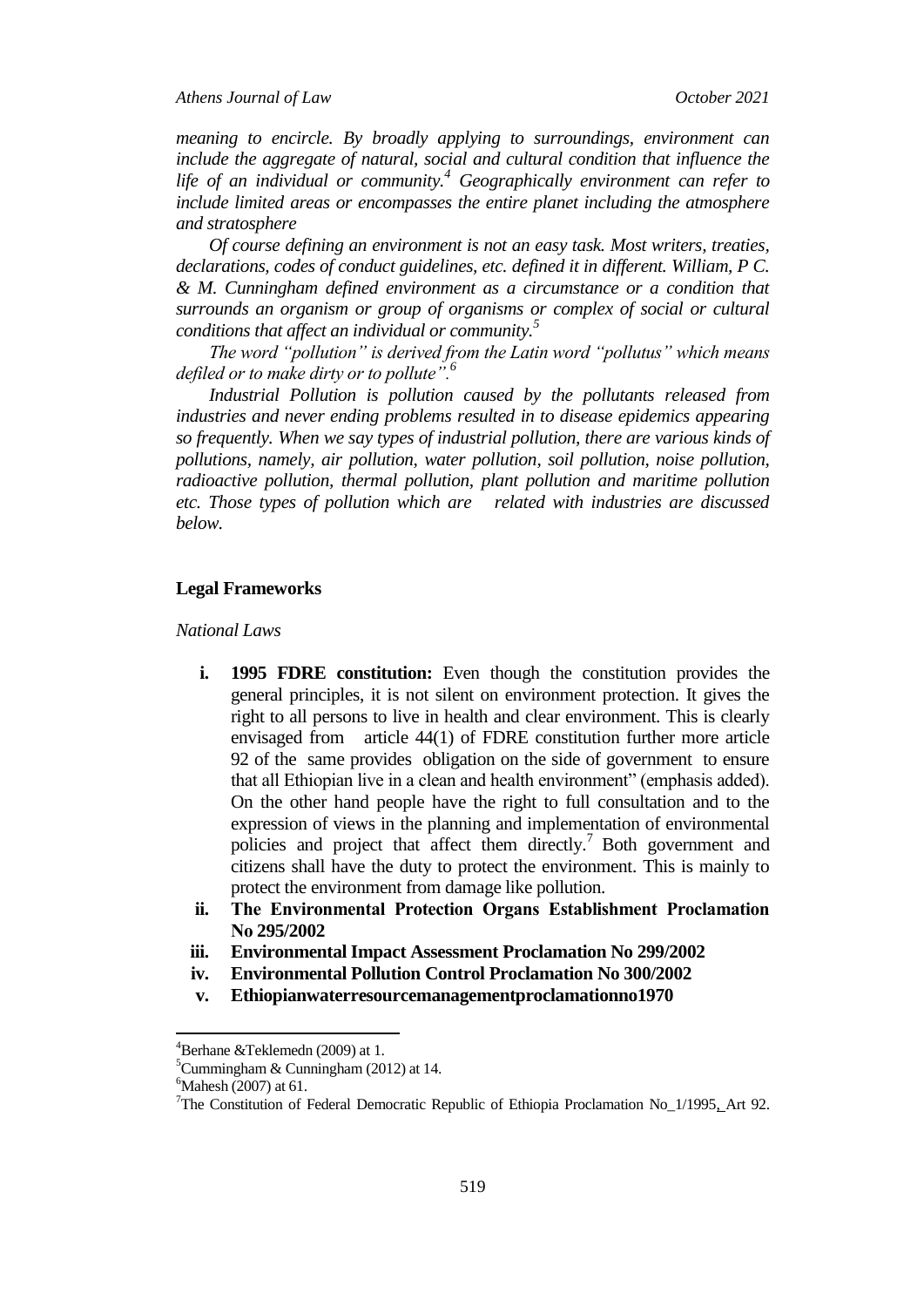*meaning to encircle. By broadly applying to surroundings, environment can include the aggregate of natural, social and cultural condition that influence the life of an individual or community.[4] Geographically environment can refer to include limited areas or encompasses the entire planet including the atmosphere and stratosphere*

*Of course defining an environment is not an easy task. Most writers, treaties, declarations, codes of conduct guidelines, etc. defined it in different. William, P C. & M. Cunningham defined environment as a circumstance or a condition that surrounds an organism or group of organisms or complex of social or cultural conditions that affect an individual or community.[5]*

*The word "pollution" is derived from the Latin word "pollutus" which means defiled or to make dirty or to pollute".[6]*

*Industrial Pollution is pollution caused by the pollutants released from industries and never ending problems resulted in to disease epidemics appearing so frequently. When we say types of industrial pollution, there are various kinds of pollutions, namely, air pollution, water pollution, soil pollution, noise pollution, radioactive pollution, thermal pollution, plant pollution and maritime pollution etc. Those types of pollution which are related with industries are discussed below.*

## Legal Frameworks

*National Laws*

i. **1995 FDRE constitution:** Even though the constitution provides the general principles, it is not silent on environment protection. It gives the right to all persons to live in health and clear environment. This is clearly envisaged from article 44(1) of FDRE constitution further more article 92 of the same provides obligation on the side of government to ensure that all Ethiopian live in a clean and health environment" (emphasis added). On the other hand people have the right to full consultation and to the expression of views in the planning and implementation of environmental policies and project that affect them directly.[7] Both government and citizens shall have the duty to protect the environment. This is mainly to protect the environment from damage like pollution.
ii. **The Environmental Protection Organs Establishment Proclamation No 295/2002**
iii. **Environmental Impact Assessment Proclamation No 299/2002**
iv. **Environmental Pollution Control Proclamation No 300/2002**
v. **Ethiopianwaterresourcemanagementproclamationno1970**

---

[4] Berhane &Teklemedn (2009) at 1.

[5] Cummingham & Cunningham (2012) at 14.

[6] Mahesh (2007) at 61.

[7] The Constitution of Federal Democratic Republic of Ethiopia Proclamation No_1/1995, Art 92.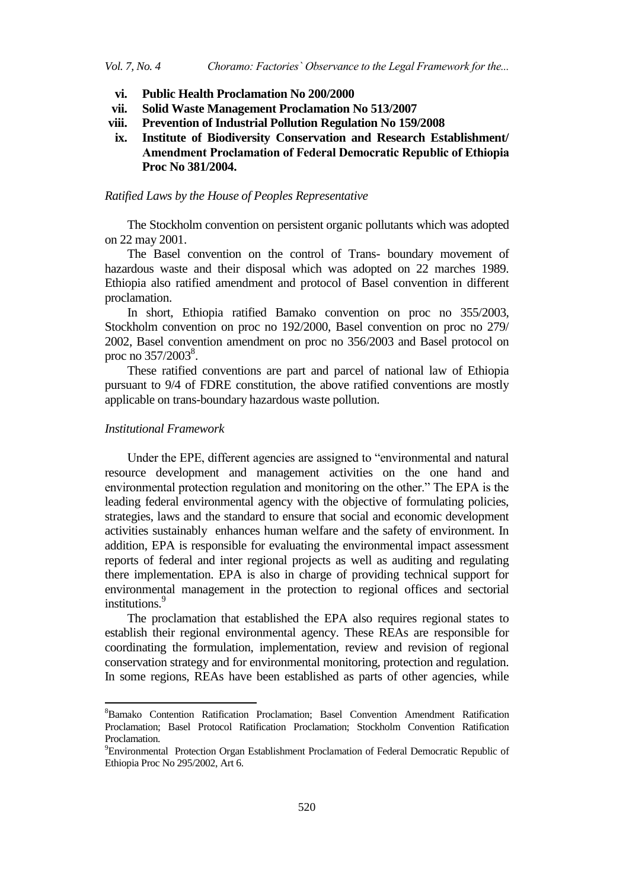vi. **Public Health Proclamation No 200/2000**

vii. **Solid Waste Management Proclamation No 513/2007**

viii. **Prevention of Industrial Pollution Regulation No 159/2008**

ix. **Institute of Biodiversity Conservation and Research Establishment/ Amendment Proclamation of Federal Democratic Republic of Ethiopia Proc No 381/2004.**

*Ratified Laws by the House of Peoples Representative*

The Stockholm convention on persistent organic pollutants which was adopted on 22 may 2001.

The Basel convention on the control of Trans- boundary movement of hazardous waste and their disposal which was adopted on 22 marches 1989. Ethiopia also ratified amendment and protocol of Basel convention in different proclamation.

In short, Ethiopia ratified Bamako convention on proc no 355/2003, Stockholm convention on proc no 192/2000, Basel convention on proc no 279/ 2002, Basel convention amendment on proc no 356/2003 and Basel protocol on proc no 357/2003[8].

These ratified conventions are part and parcel of national law of Ethiopia pursuant to 9/4 of FDRE constitution, the above ratified conventions are mostly applicable on trans-boundary hazardous waste pollution.

*Institutional Framework*

Under the EPE, different agencies are assigned to "environmental and natural resource development and management activities on the one hand and environmental protection regulation and monitoring on the other." The EPA is the leading federal environmental agency with the objective of formulating policies, strategies, laws and the standard to ensure that social and economic development activities sustainably enhances human welfare and the safety of environment. In addition, EPA is responsible for evaluating the environmental impact assessment reports of federal and inter regional projects as well as auditing and regulating there implementation. EPA is also in charge of providing technical support for environmental management in the protection to regional offices and sectorial institutions.[9]

The proclamation that established the EPA also requires regional states to establish their regional environmental agency. These REAs are responsible for coordinating the formulation, implementation, review and revision of regional conservation strategy and for environmental monitoring, protection and regulation. In some regions, REAs have been established as parts of other agencies, while

---

[8]Bamako Contention Ratification Proclamation; Basel Convention Amendment Ratification Proclamation; Basel Protocol Ratification Proclamation; Stockholm Convention Ratification Proclamation.

[9]Environmental Protection Organ Establishment Proclamation of Federal Democratic Republic of Ethiopia Proc No 295/2002, Art 6.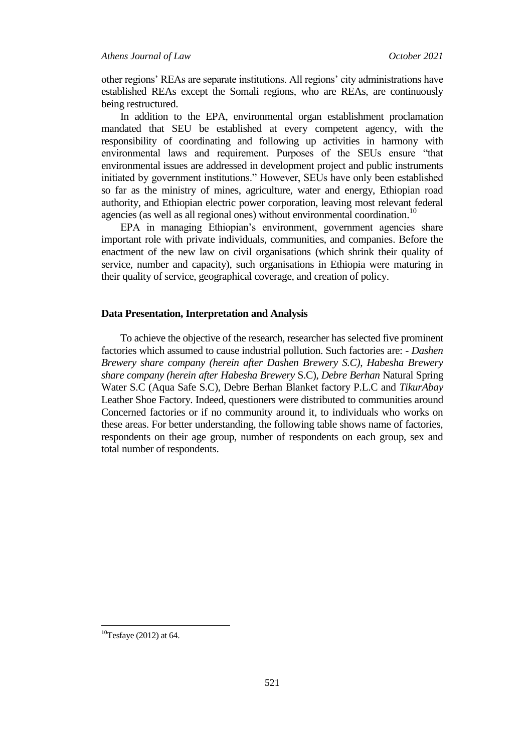other regions' REAs are separate institutions. All regions' city administrations have established REAs except the Somali regions, who are REAs, are continuously being restructured.

In addition to the EPA, environmental organ establishment proclamation mandated that SEU be established at every competent agency, with the responsibility of coordinating and following up activities in harmony with environmental laws and requirement. Purposes of the SEUs ensure "that environmental issues are addressed in development project and public instruments initiated by government institutions." However, SEUs have only been established so far as the ministry of mines, agriculture, water and energy, Ethiopian road authority, and Ethiopian electric power corporation, leaving most relevant federal agencies (as well as all regional ones) without environmental coordination.[10]

EPA in managing Ethiopian's environment, government agencies share important role with private individuals, communities, and companies. Before the enactment of the new law on civil organisations (which shrink their quality of service, number and capacity), such organisations in Ethiopia were maturing in their quality of service, geographical coverage, and creation of policy.

## Data Presentation, Interpretation and Analysis

To achieve the objective of the research, researcher has selected five prominent factories which assumed to cause industrial pollution. Such factories are: - *Dashen Brewery share company (herein after Dashen Brewery S.C), Habesha Brewery share company (herein after Habesha Brewery* S.C), *Debre Berhan* Natural Spring Water S.C (Aqua Safe S.C), Debre Berhan Blanket factory P.L.C and *TikurAbay* Leather Shoe Factory. Indeed, questioners were distributed to communities around Concerned factories or if no community around it, to individuals who works on these areas. For better understanding, the following table shows name of factories, respondents on their age group, number of respondents on each group, sex and total number of respondents.

[10] Tesfaye (2012) at 64.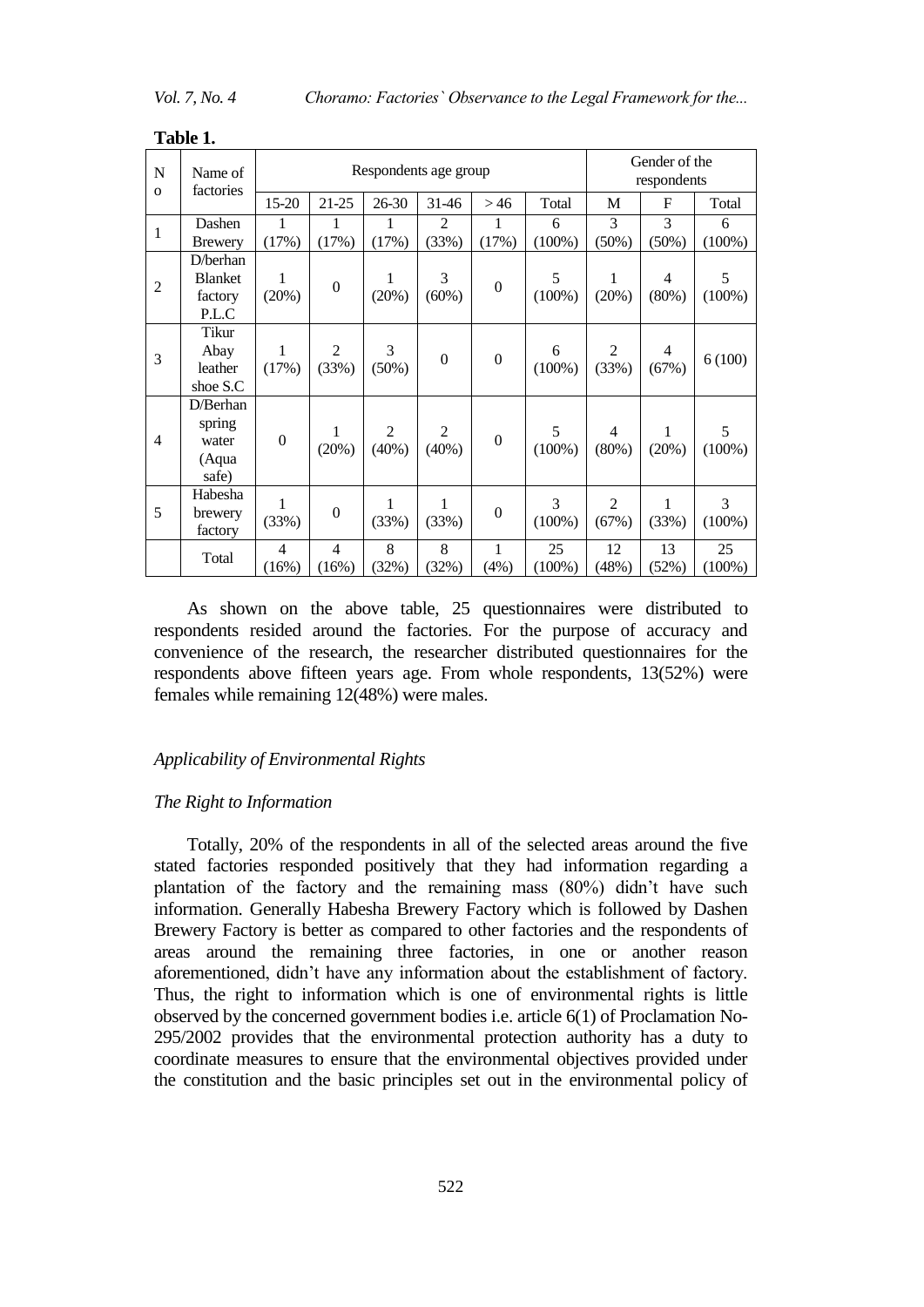**Table 1.**

| No | Name of factories | Respondents age group | | | | | | Gender of the respondents | | |
|---|---|---|---|---|---|---|---|---|---|---|
| | | 15-20 | 21-25 | 26-30 | 31-46 | > 46 | Total | M | F | Total |
| 1 | Dashen Brewery | 1 (17%) | 1 (17%) | 1 (17%) | 2 (33%) | 1 (17%) | 6 (100%) | 3 (50%) | 3 (50%) | 6 (100%) |
| 2 | D/berhan Blanket factory P.L.C | 1 (20%) | 0 | 1 (20%) | 3 (60%) | 0 | 5 (100%) | 1 (20%) | 4 (80%) | 5 (100%) |
| 3 | Tikur Abay leather shoe S.C | 1 (17%) | 2 (33%) | 3 (50%) | 0 | 0 | 6 (100%) | 2 (33%) | 4 (67%) | 6 (100) |
| 4 | D/Berhan spring water (Aqua safe) | 0 | 1 (20%) | 2 (40%) | 2 (40%) | 0 | 5 (100%) | 4 (80%) | 1 (20%) | 5 (100%) |
| 5 | Habesha brewery factory | 1 (33%) | 0 | 1 (33%) | 1 (33%) | 0 | 3 (100%) | 2 (67%) | 1 (33%) | 3 (100%) |
| | Total | 4 (16%) | 4 (16%) | 8 (32%) | 8 (32%) | 1 (4%) | 25 (100%) | 12 (48%) | 13 (52%) | 25 (100%) |

As shown on the above table, 25 questionnaires were distributed to respondents resided around the factories. For the purpose of accuracy and convenience of the research, the researcher distributed questionnaires for the respondents above fifteen years age. From whole respondents, 13(52%) were females while remaining 12(48%) were males.

*Applicability of Environmental Rights*

*The Right to Information*

Totally, 20% of the respondents in all of the selected areas around the five stated factories responded positively that they had information regarding a plantation of the factory and the remaining mass (80%) didn't have such information. Generally Habesha Brewery Factory which is followed by Dashen Brewery Factory is better as compared to other factories and the respondents of areas around the remaining three factories, in one or another reason aforementioned, didn't have any information about the establishment of factory. Thus, the right to information which is one of environmental rights is little observed by the concerned government bodies i.e. article 6(1) of Proclamation No-295/2002 provides that the environmental protection authority has a duty to coordinate measures to ensure that the environmental objectives provided under the constitution and the basic principles set out in the environmental policy of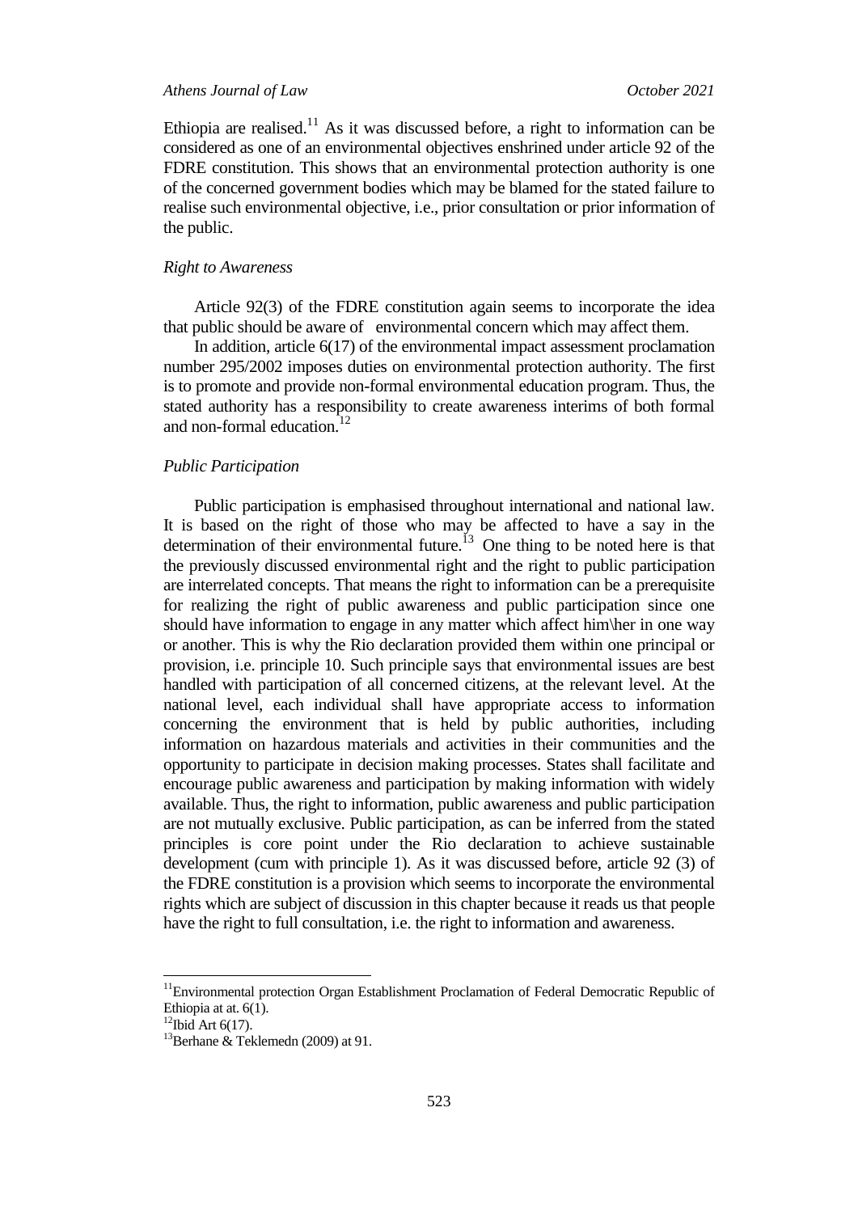Ethiopia are realised.[11] As it was discussed before, a right to information can be considered as one of an environmental objectives enshrined under article 92 of the FDRE constitution. This shows that an environmental protection authority is one of the concerned government bodies which may be blamed for the stated failure to realise such environmental objective, i.e., prior consultation or prior information of the public.

*Right to Awareness*

Article 92(3) of the FDRE constitution again seems to incorporate the idea that public should be aware of environmental concern which may affect them.

In addition, article 6(17) of the environmental impact assessment proclamation number 295/2002 imposes duties on environmental protection authority. The first is to promote and provide non-formal environmental education program. Thus, the stated authority has a responsibility to create awareness interims of both formal and non-formal education.[12]

*Public Participation*

Public participation is emphasised throughout international and national law. It is based on the right of those who may be affected to have a say in the determination of their environmental future.[13] One thing to be noted here is that the previously discussed environmental right and the right to public participation are interrelated concepts. That means the right to information can be a prerequisite for realizing the right of public awareness and public participation since one should have information to engage in any matter which affect him\her in one way or another. This is why the Rio declaration provided them within one principal or provision, i.e. principle 10. Such principle says that environmental issues are best handled with participation of all concerned citizens, at the relevant level. At the national level, each individual shall have appropriate access to information concerning the environment that is held by public authorities, including information on hazardous materials and activities in their communities and the opportunity to participate in decision making processes. States shall facilitate and encourage public awareness and participation by making information with widely available. Thus, the right to information, public awareness and public participation are not mutually exclusive. Public participation, as can be inferred from the stated principles is core point under the Rio declaration to achieve sustainable development (cum with principle 1). As it was discussed before, article 92 (3) of the FDRE constitution is a provision which seems to incorporate the environmental rights which are subject of discussion in this chapter because it reads us that people have the right to full consultation, i.e. the right to information and awareness.

---

[11] Environmental protection Organ Establishment Proclamation of Federal Democratic Republic of Ethiopia at at. 6(1).

[12] Ibid Art 6(17).

[13] Berhane & Teklemedn (2009) at 91.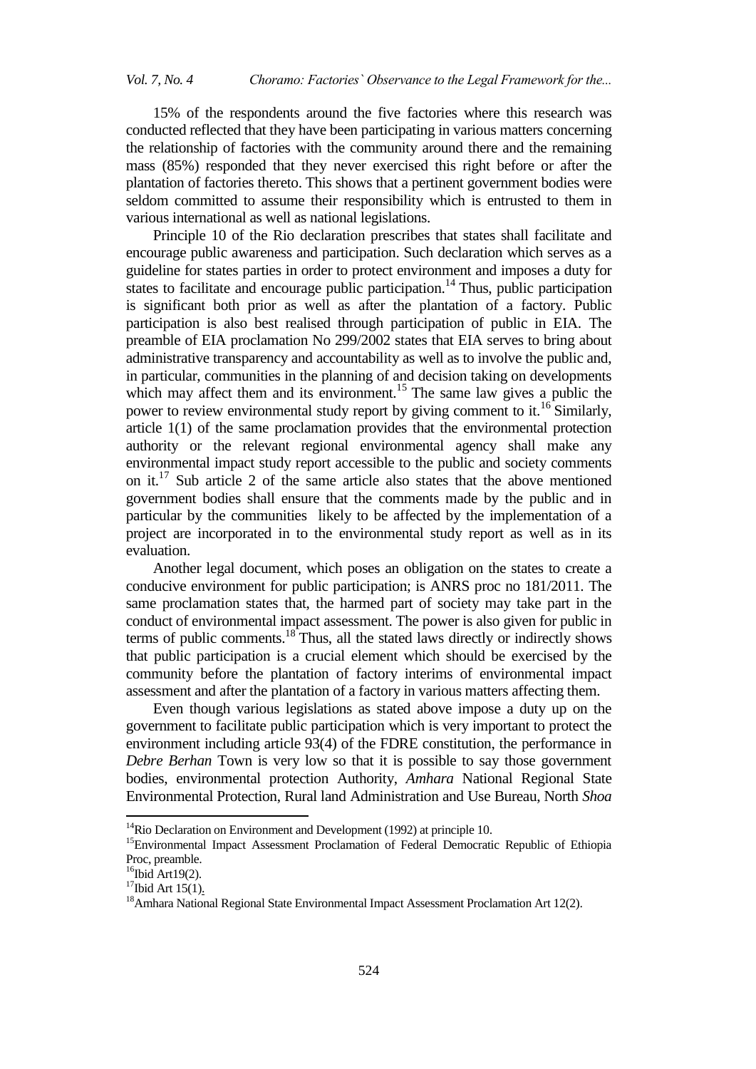15% of the respondents around the five factories where this research was conducted reflected that they have been participating in various matters concerning the relationship of factories with the community around there and the remaining mass (85%) responded that they never exercised this right before or after the plantation of factories thereto. This shows that a pertinent government bodies were seldom committed to assume their responsibility which is entrusted to them in various international as well as national legislations.

Principle 10 of the Rio declaration prescribes that states shall facilitate and encourage public awareness and participation. Such declaration which serves as a guideline for states parties in order to protect environment and imposes a duty for states to facilitate and encourage public participation.[14] Thus, public participation is significant both prior as well as after the plantation of a factory. Public participation is also best realised through participation of public in EIA. The preamble of EIA proclamation No 299/2002 states that EIA serves to bring about administrative transparency and accountability as well as to involve the public and, in particular, communities in the planning of and decision taking on developments which may affect them and its environment.[15] The same law gives a public the power to review environmental study report by giving comment to it.[16] Similarly, article 1(1) of the same proclamation provides that the environmental protection authority or the relevant regional environmental agency shall make any environmental impact study report accessible to the public and society comments on it.[17] Sub article 2 of the same article also states that the above mentioned government bodies shall ensure that the comments made by the public and in particular by the communities likely to be affected by the implementation of a project are incorporated in to the environmental study report as well as in its evaluation.

Another legal document, which poses an obligation on the states to create a conducive environment for public participation; is ANRS proc no 181/2011. The same proclamation states that, the harmed part of society may take part in the conduct of environmental impact assessment. The power is also given for public in terms of public comments.[18] Thus, all the stated laws directly or indirectly shows that public participation is a crucial element which should be exercised by the community before the plantation of factory interims of environmental impact assessment and after the plantation of a factory in various matters affecting them.

Even though various legislations as stated above impose a duty up on the government to facilitate public participation which is very important to protect the environment including article 93(4) of the FDRE constitution, the performance in *Debre Berhan* Town is very low so that it is possible to say those government bodies, environmental protection Authority, *Amhara* National Regional State Environmental Protection, Rural land Administration and Use Bureau, North *Shoa*

---

[14] Rio Declaration on Environment and Development (1992) at principle 10.

[15] Environmental Impact Assessment Proclamation of Federal Democratic Republic of Ethiopia Proc, preamble.

[16] Ibid Art19(2).

[17] Ibid Art 15(1).

[18] Amhara National Regional State Environmental Impact Assessment Proclamation Art 12(2).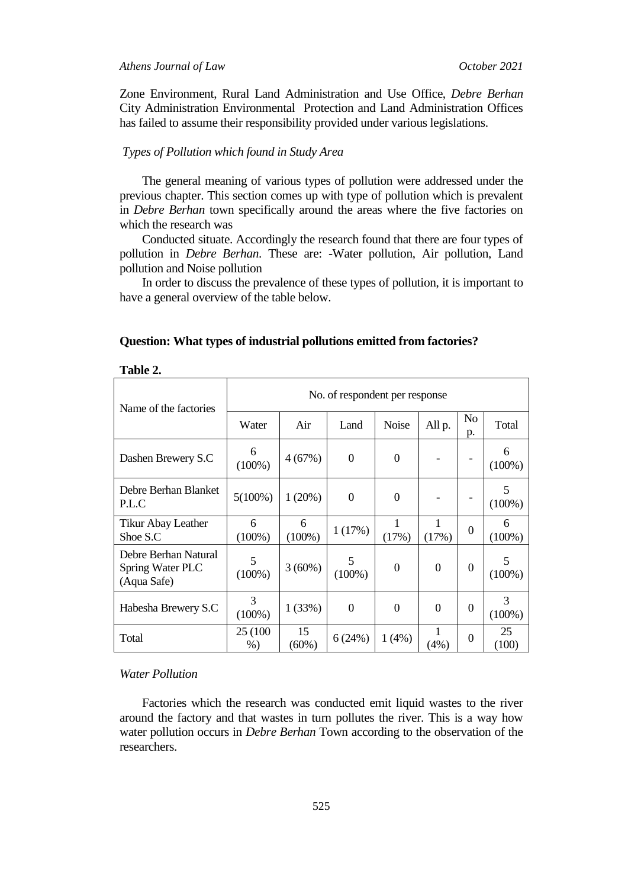Zone Environment, Rural Land Administration and Use Office, *Debre Berhan* City Administration Environmental Protection and Land Administration Offices has failed to assume their responsibility provided under various legislations.

*Types of Pollution which found in Study Area*

The general meaning of various types of pollution were addressed under the previous chapter. This section comes up with type of pollution which is prevalent in *Debre Berhan* town specifically around the areas where the five factories on which the research was

Conducted situate. Accordingly the research found that there are four types of pollution in *Debre Berhan*. These are: -Water pollution, Air pollution, Land pollution and Noise pollution

In order to discuss the prevalence of these types of pollution, it is important to have a general overview of the table below.

**Question: What types of industrial pollutions emitted from factories?**

**Table 2.**

| Name of the factories | No. of respondent per response | | | | | | |
|---|---|---|---|---|---|---|---|
| | Water | Air | Land | Noise | All p. | No p. | Total |
| Dashen Brewery S.C | 6 (100%) | 4 (67%) | 0 | 0 | - | - | 6 (100%) |
| Debre Berhan Blanket P.L.C | 5(100%) | 1 (20%) | 0 | 0 | - | - | 5 (100%) |
| Tikur Abay Leather Shoe S.C | 6 (100%) | 6 (100%) | 1 (17%) | 1 (17%) | 1 (17%) | 0 | 6 (100%) |
| Debre Berhan Natural Spring Water PLC (Aqua Safe) | 5 (100%) | 3 (60%) | 5 (100%) | 0 | 0 | 0 | 5 (100%) |
| Habesha Brewery S.C | 3 (100%) | 1 (33%) | 0 | 0 | 0 | 0 | 3 (100%) |
| Total | 25 (100 %) | 15 (60%) | 6 (24%) | 1 (4%) | 1 (4%) | 0 | 25 (100) |

*Water Pollution*

Factories which the research was conducted emit liquid wastes to the river around the factory and that wastes in turn pollutes the river. This is a way how water pollution occurs in *Debre Berhan* Town according to the observation of the researchers.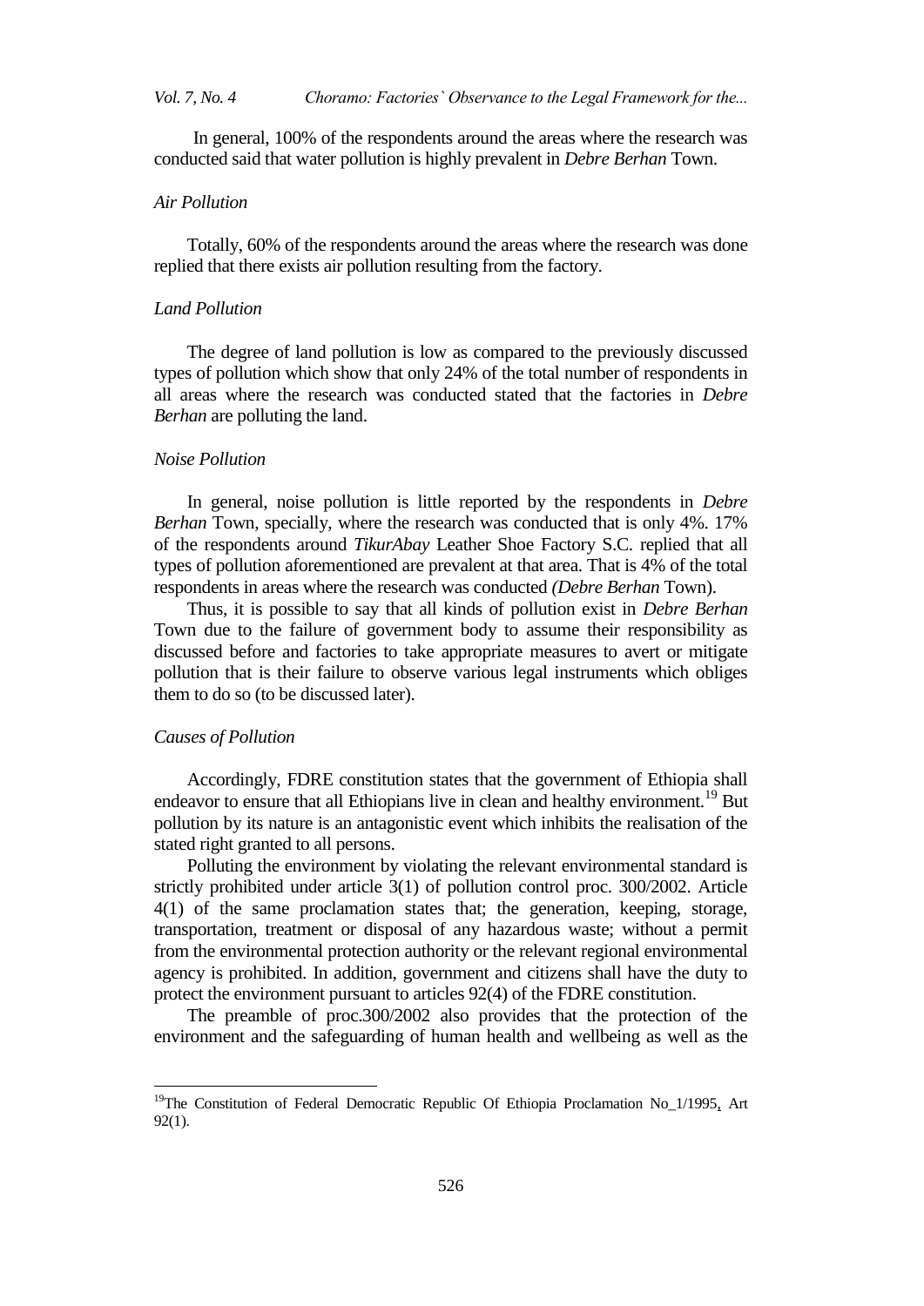In general, 100% of the respondents around the areas where the research was conducted said that water pollution is highly prevalent in *Debre Berhan* Town.

*Air Pollution*

Totally, 60% of the respondents around the areas where the research was done replied that there exists air pollution resulting from the factory.

*Land Pollution*

The degree of land pollution is low as compared to the previously discussed types of pollution which show that only 24% of the total number of respondents in all areas where the research was conducted stated that the factories in *Debre Berhan* are polluting the land.

*Noise Pollution*

In general, noise pollution is little reported by the respondents in *Debre Berhan* Town, specially, where the research was conducted that is only 4%. 17% of the respondents around *TikurAbay* Leather Shoe Factory S.C. replied that all types of pollution aforementioned are prevalent at that area. That is 4% of the total respondents in areas where the research was conducted *(Debre Berhan* Town).

Thus, it is possible to say that all kinds of pollution exist in *Debre Berhan* Town due to the failure of government body to assume their responsibility as discussed before and factories to take appropriate measures to avert or mitigate pollution that is their failure to observe various legal instruments which obliges them to do so (to be discussed later).

*Causes of Pollution*

Accordingly, FDRE constitution states that the government of Ethiopia shall endeavor to ensure that all Ethiopians live in clean and healthy environment.[19] But pollution by its nature is an antagonistic event which inhibits the realisation of the stated right granted to all persons.

Polluting the environment by violating the relevant environmental standard is strictly prohibited under article 3(1) of pollution control proc. 300/2002. Article 4(1) of the same proclamation states that; the generation, keeping, storage, transportation, treatment or disposal of any hazardous waste; without a permit from the environmental protection authority or the relevant regional environmental agency is prohibited. In addition, government and citizens shall have the duty to protect the environment pursuant to articles 92(4) of the FDRE constitution.

The preamble of proc.300/2002 also provides that the protection of the environment and the safeguarding of human health and wellbeing as well as the

---

[19]The Constitution of Federal Democratic Republic Of Ethiopia Proclamation No_1/1995, Art 92(1).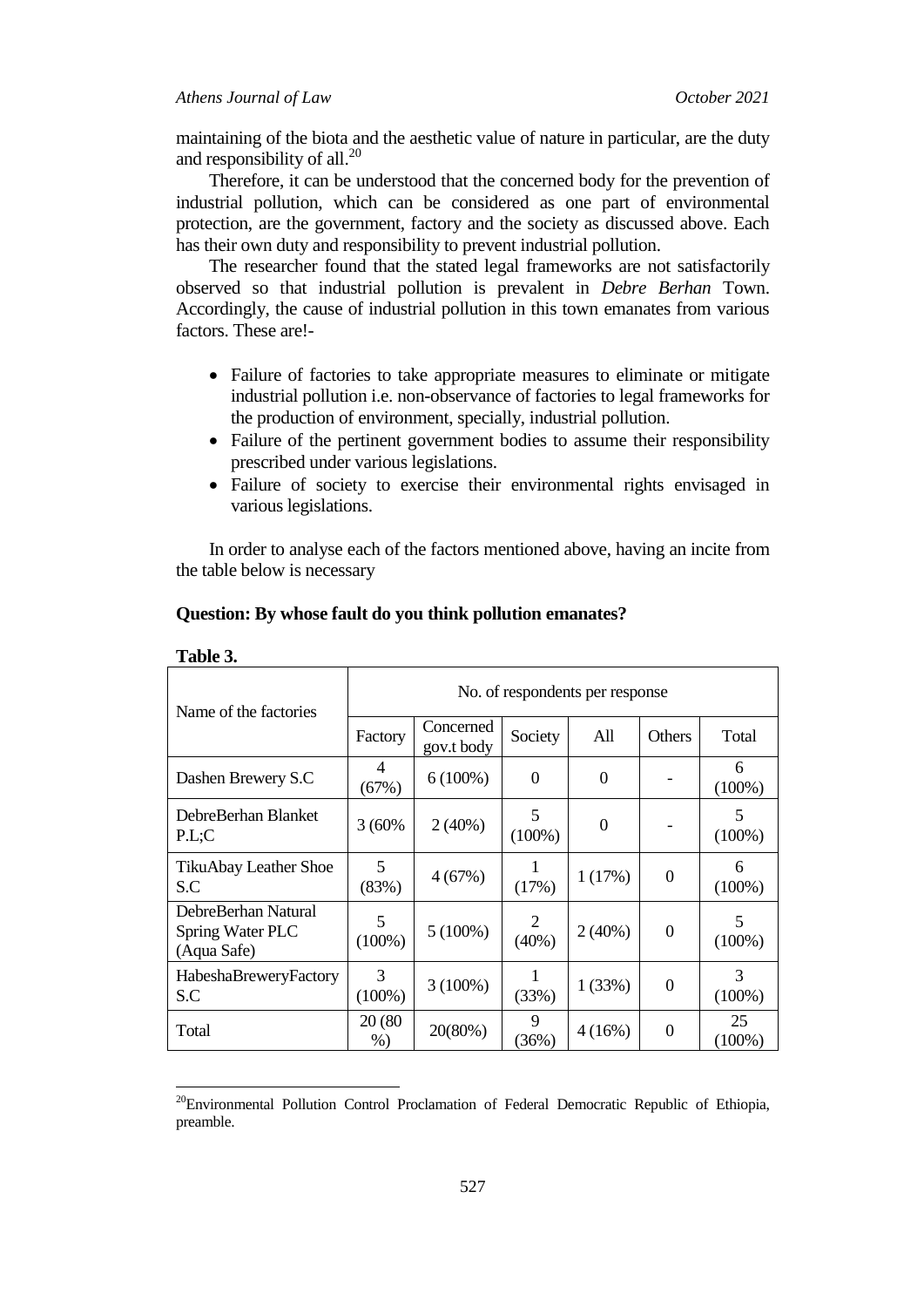maintaining of the biota and the aesthetic value of nature in particular, are the duty and responsibility of all.[20]

Therefore, it can be understood that the concerned body for the prevention of industrial pollution, which can be considered as one part of environmental protection, are the government, factory and the society as discussed above. Each has their own duty and responsibility to prevent industrial pollution.

The researcher found that the stated legal frameworks are not satisfactorily observed so that industrial pollution is prevalent in *Debre Berhan* Town. Accordingly, the cause of industrial pollution in this town emanates from various factors. These are!-

- Failure of factories to take appropriate measures to eliminate or mitigate industrial pollution i.e. non-observance of factories to legal frameworks for the production of environment, specially, industrial pollution.
- Failure of the pertinent government bodies to assume their responsibility prescribed under various legislations.
- Failure of society to exercise their environmental rights envisaged in various legislations.

In order to analyse each of the factors mentioned above, having an incite from the table below is necessary

**Question: By whose fault do you think pollution emanates?**

**Table 3.**

| Name of the factories | No. of respondents per response | | | | | |
|---|---|---|---|---|---|---|
| | Factory | Concerned gov.t body | Society | All | Others | Total |
| Dashen Brewery S.C | 4 (67%) | 6 (100%) | 0 | 0 | - | 6 (100%) |
| DebreBerhan Blanket P.L;C | 3 (60% | 2 (40%) | 5 (100%) | 0 | - | 5 (100%) |
| TikuAbay Leather Shoe S.C | 5 (83%) | 4 (67%) | 1 (17%) | 1 (17%) | 0 | 6 (100%) |
| DebreBerhan Natural Spring Water PLC (Aqua Safe) | 5 (100%) | 5 (100%) | 2 (40%) | 2 (40%) | 0 | 5 (100%) |
| HabeshaBreweryFactory S.C | 3 (100%) | 3 (100%) | 1 (33%) | 1 (33%) | 0 | 3 (100%) |
| Total | 20 (80 %) | 20(80%) | 9 (36%) | 4 (16%) | 0 | 25 (100%) |

[20] Environmental Pollution Control Proclamation of Federal Democratic Republic of Ethiopia, preamble.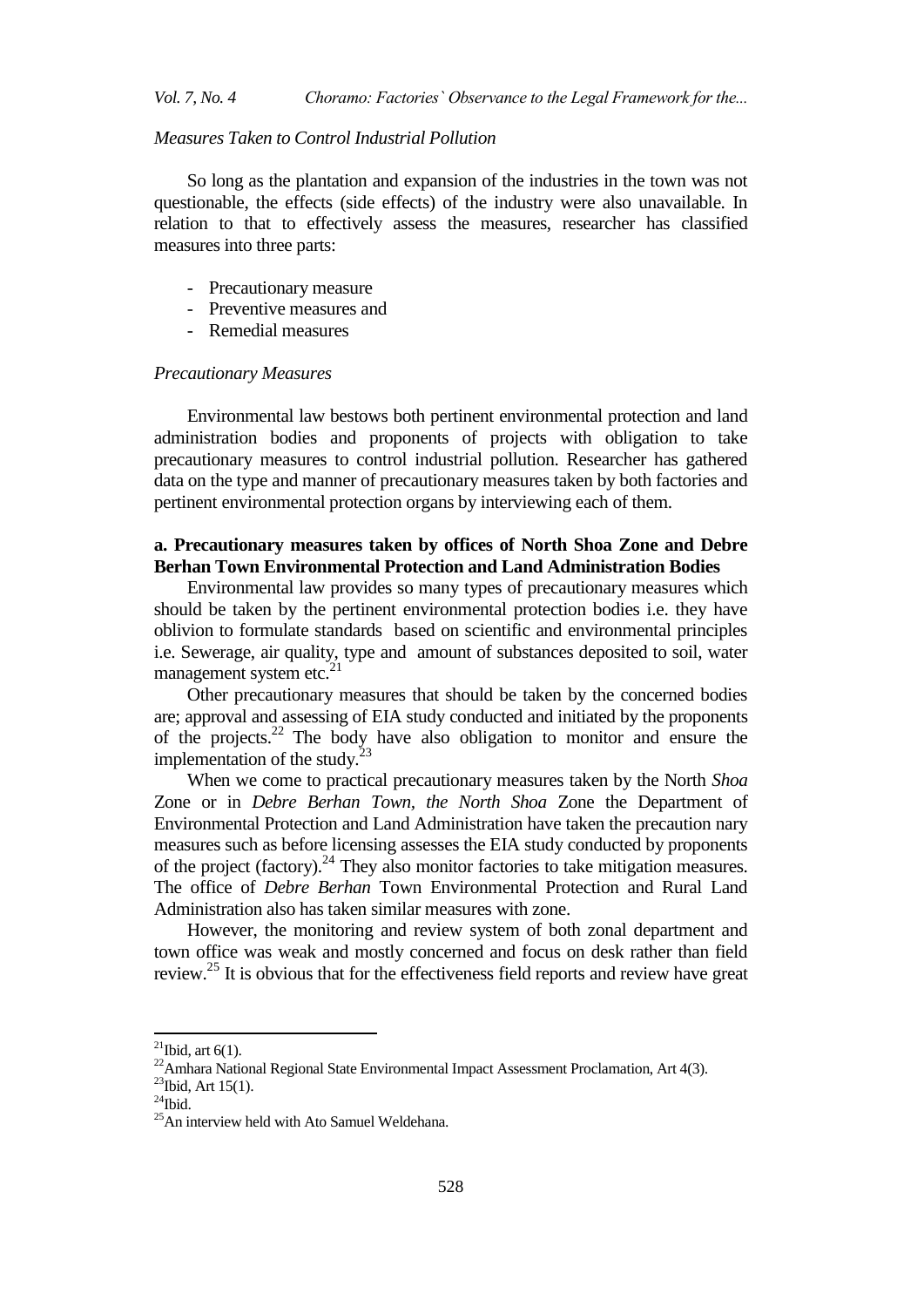*Measures Taken to Control Industrial Pollution*

So long as the plantation and expansion of the industries in the town was not questionable, the effects (side effects) of the industry were also unavailable. In relation to that to effectively assess the measures, researcher has classified measures into three parts:

- Precautionary measure
- Preventive measures and
- Remedial measures

*Precautionary Measures*

Environmental law bestows both pertinent environmental protection and land administration bodies and proponents of projects with obligation to take precautionary measures to control industrial pollution. Researcher has gathered data on the type and manner of precautionary measures taken by both factories and pertinent environmental protection organs by interviewing each of them.

**a. Precautionary measures taken by offices of North Shoa Zone and Debre Berhan Town Environmental Protection and Land Administration Bodies**

Environmental law provides so many types of precautionary measures which should be taken by the pertinent environmental protection bodies i.e. they have oblivion to formulate standards based on scientific and environmental principles i.e. Sewerage, air quality, type and amount of substances deposited to soil, water management system etc.[21]

Other precautionary measures that should be taken by the concerned bodies are; approval and assessing of EIA study conducted and initiated by the proponents of the projects.[22] The body have also obligation to monitor and ensure the implementation of the study.[23]

When we come to practical precautionary measures taken by the North *Shoa* Zone or in *Debre Berhan Town, the North Shoa* Zone the Department of Environmental Protection and Land Administration have taken the precaution nary measures such as before licensing assesses the EIA study conducted by proponents of the project (factory).[24] They also monitor factories to take mitigation measures. The office of *Debre Berhan* Town Environmental Protection and Rural Land Administration also has taken similar measures with zone.

However, the monitoring and review system of both zonal department and town office was weak and mostly concerned and focus on desk rather than field review.[25] It is obvious that for the effectiveness field reports and review have great

---

[21] Ibid, art 6(1).

[22] Amhara National Regional State Environmental Impact Assessment Proclamation, Art 4(3).

[23] Ibid, Art 15(1).

[24] Ibid.

[25] An interview held with Ato Samuel Weldehana.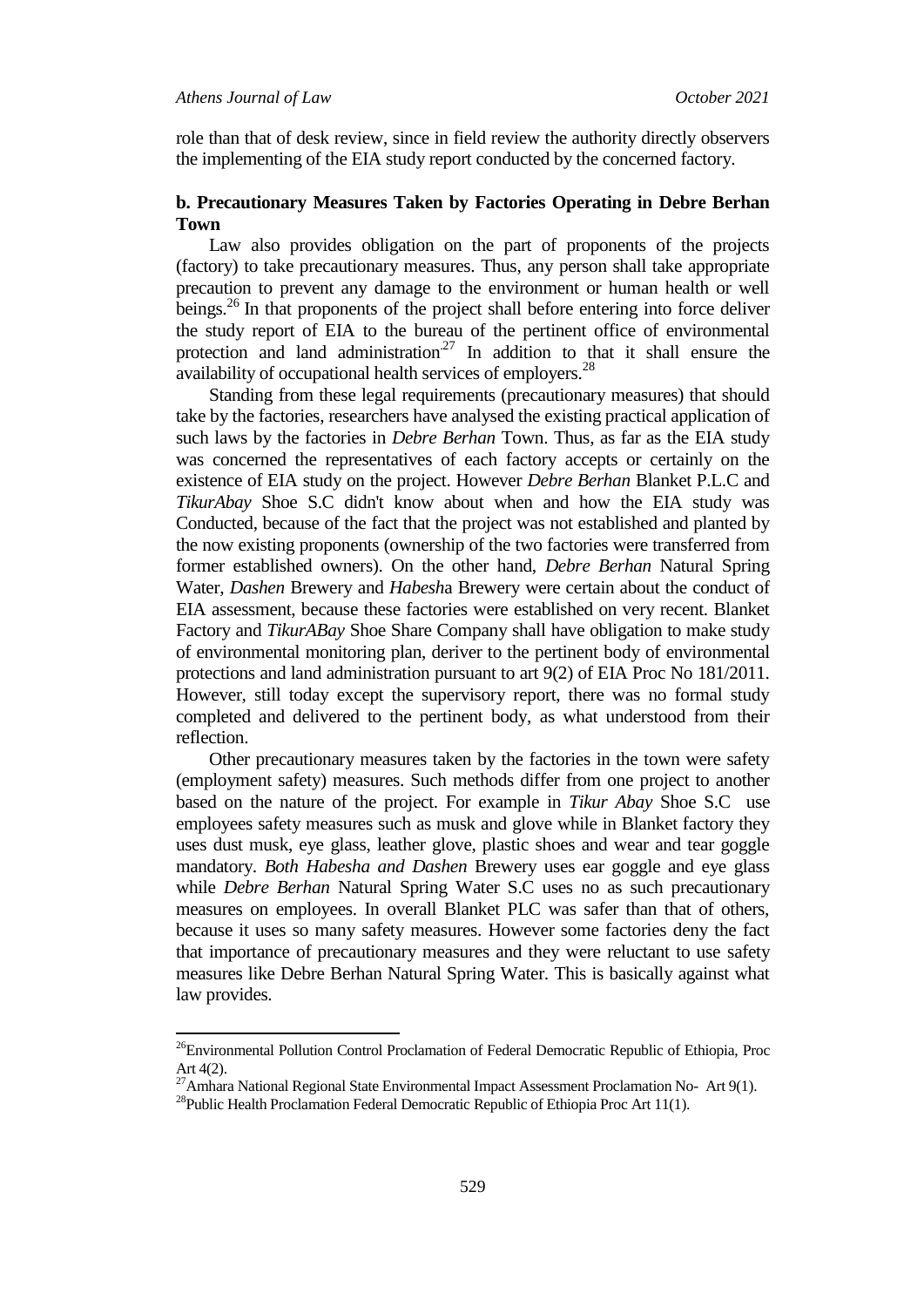role than that of desk review, since in field review the authority directly observers the implementing of the EIA study report conducted by the concerned factory.

### b. Precautionary Measures Taken by Factories Operating in Debre Berhan Town

Law also provides obligation on the part of proponents of the projects (factory) to take precautionary measures. Thus, any person shall take appropriate precaution to prevent any damage to the environment or human health or well beings.[26] In that proponents of the project shall before entering into force deliver the study report of EIA to the bureau of the pertinent office of environmental protection and land administration[27] In addition to that it shall ensure the availability of occupational health services of employers.[28]

Standing from these legal requirements (precautionary measures) that should take by the factories, researchers have analysed the existing practical application of such laws by the factories in *Debre Berhan* Town. Thus, as far as the EIA study was concerned the representatives of each factory accepts or certainly on the existence of EIA study on the project. However *Debre Berhan* Blanket P.L.C and *TikurAbay* Shoe S.C didn't know about when and how the EIA study was Conducted, because of the fact that the project was not established and planted by the now existing proponents (ownership of the two factories were transferred from former established owners). On the other hand, *Debre Berhan* Natural Spring Water, *Dashen* Brewery and *Habesh*a Brewery were certain about the conduct of EIA assessment, because these factories were established on very recent. Blanket Factory and *TikurABay* Shoe Share Company shall have obligation to make study of environmental monitoring plan, deriver to the pertinent body of environmental protections and land administration pursuant to art 9(2) of EIA Proc No 181/2011. However, still today except the supervisory report, there was no formal study completed and delivered to the pertinent body, as what understood from their reflection.

Other precautionary measures taken by the factories in the town were safety (employment safety) measures. Such methods differ from one project to another based on the nature of the project. For example in *Tikur Abay* Shoe S.C use employees safety measures such as musk and glove while in Blanket factory they uses dust musk, eye glass, leather glove, plastic shoes and wear and tear goggle mandatory. *Both Habesha and Dashen* Brewery uses ear goggle and eye glass while *Debre Berhan* Natural Spring Water S.C uses no as such precautionary measures on employees. In overall Blanket PLC was safer than that of others, because it uses so many safety measures. However some factories deny the fact that importance of precautionary measures and they were reluctant to use safety measures like Debre Berhan Natural Spring Water. This is basically against what law provides.

---

[26]Environmental Pollution Control Proclamation of Federal Democratic Republic of Ethiopia, Proc Art 4(2).

[27]Amhara National Regional State Environmental Impact Assessment Proclamation No- Art 9(1).

[28]Public Health Proclamation Federal Democratic Republic of Ethiopia Proc Art 11(1).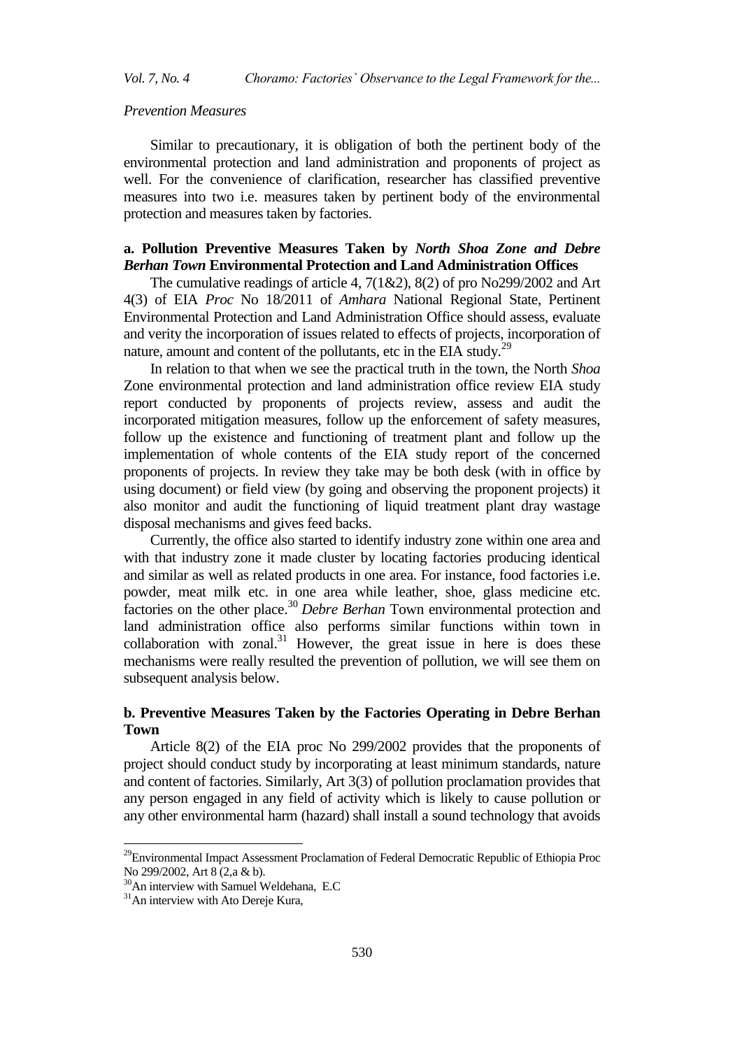*Prevention Measures*

Similar to precautionary, it is obligation of both the pertinent body of the environmental protection and land administration and proponents of project as well. For the convenience of clarification, researcher has classified preventive measures into two i.e. measures taken by pertinent body of the environmental protection and measures taken by factories.

**a. Pollution Preventive Measures Taken by *North Shoa Zone and Debre Berhan Town* Environmental Protection and Land Administration Offices**

The cumulative readings of article 4, 7(1&2), 8(2) of pro No299/2002 and Art 4(3) of EIA *Proc* No 18/2011 of *Amhara* National Regional State, Pertinent Environmental Protection and Land Administration Office should assess, evaluate and verity the incorporation of issues related to effects of projects, incorporation of nature, amount and content of the pollutants, etc in the EIA study.[29]

In relation to that when we see the practical truth in the town, the North *Shoa* Zone environmental protection and land administration office review EIA study report conducted by proponents of projects review, assess and audit the incorporated mitigation measures, follow up the enforcement of safety measures, follow up the existence and functioning of treatment plant and follow up the implementation of whole contents of the EIA study report of the concerned proponents of projects. In review they take may be both desk (with in office by using document) or field view (by going and observing the proponent projects) it also monitor and audit the functioning of liquid treatment plant dray wastage disposal mechanisms and gives feed backs.

Currently, the office also started to identify industry zone within one area and with that industry zone it made cluster by locating factories producing identical and similar as well as related products in one area. For instance, food factories i.e. powder, meat milk etc. in one area while leather, shoe, glass medicine etc. factories on the other place.[30] *Debre Berhan* Town environmental protection and land administration office also performs similar functions within town in collaboration with zonal.[31] However, the great issue in here is does these mechanisms were really resulted the prevention of pollution, we will see them on subsequent analysis below.

**b. Preventive Measures Taken by the Factories Operating in Debre Berhan Town**

Article 8(2) of the EIA proc No 299/2002 provides that the proponents of project should conduct study by incorporating at least minimum standards, nature and content of factories. Similarly, Art 3(3) of pollution proclamation provides that any person engaged in any field of activity which is likely to cause pollution or any other environmental harm (hazard) shall install a sound technology that avoids

---

[29] Environmental Impact Assessment Proclamation of Federal Democratic Republic of Ethiopia Proc No 299/2002, Art 8 (2,a & b).

[30] An interview with Samuel Weldehana, E.C

[31] An interview with Ato Dereje Kura,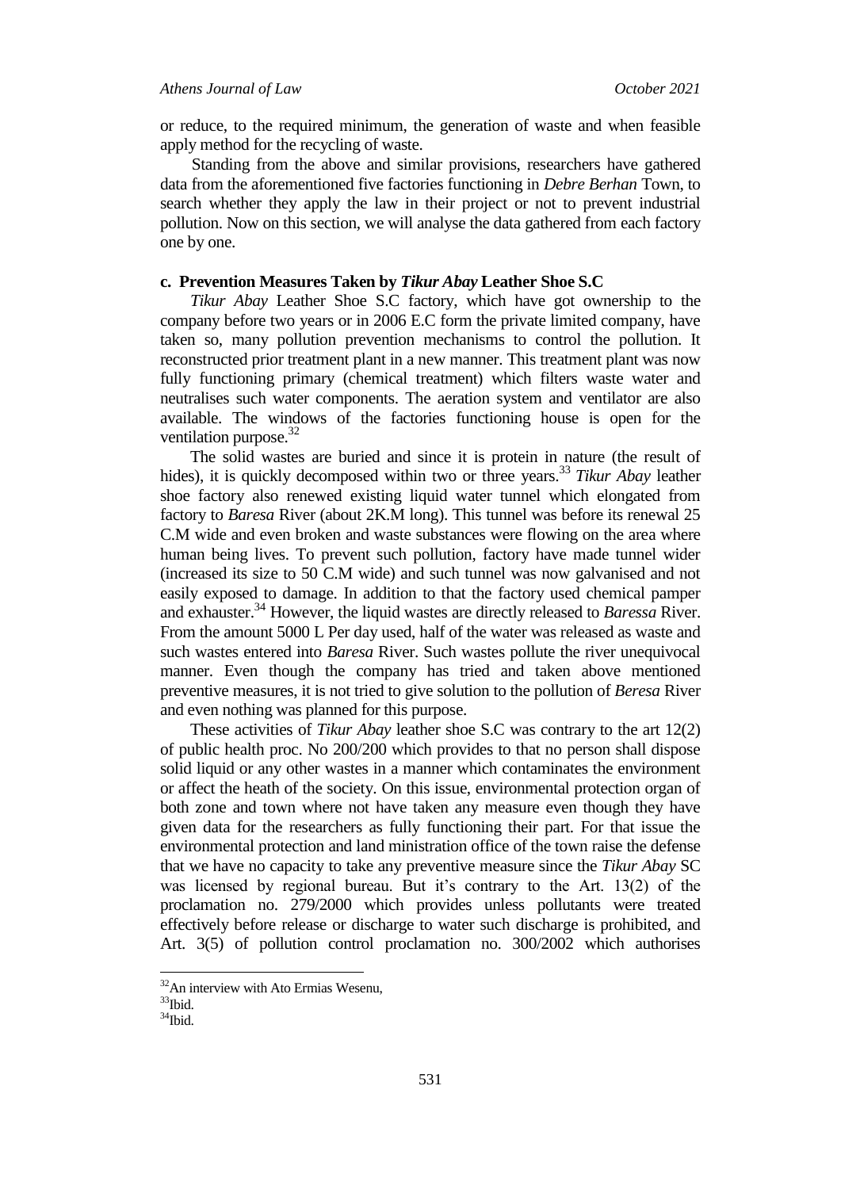or reduce, to the required minimum, the generation of waste and when feasible apply method for the recycling of waste.

Standing from the above and similar provisions, researchers have gathered data from the aforementioned five factories functioning in *Debre Berhan* Town, to search whether they apply the law in their project or not to prevent industrial pollution. Now on this section, we will analyse the data gathered from each factory one by one.

### c. Prevention Measures Taken by *Tikur Abay* Leather Shoe S.C

*Tikur Abay* Leather Shoe S.C factory, which have got ownership to the company before two years or in 2006 E.C form the private limited company, have taken so, many pollution prevention mechanisms to control the pollution. It reconstructed prior treatment plant in a new manner. This treatment plant was now fully functioning primary (chemical treatment) which filters waste water and neutralises such water components. The aeration system and ventilator are also available. The windows of the factories functioning house is open for the ventilation purpose.[32]

The solid wastes are buried and since it is protein in nature (the result of hides), it is quickly decomposed within two or three years.[33] *Tikur Abay* leather shoe factory also renewed existing liquid water tunnel which elongated from factory to *Baresa* River (about 2K.M long). This tunnel was before its renewal 25 C.M wide and even broken and waste substances were flowing on the area where human being lives. To prevent such pollution, factory have made tunnel wider (increased its size to 50 C.M wide) and such tunnel was now galvanised and not easily exposed to damage. In addition to that the factory used chemical pamper and exhauster.[34] However, the liquid wastes are directly released to *Baressa* River. From the amount 5000 L Per day used, half of the water was released as waste and such wastes entered into *Baresa* River. Such wastes pollute the river unequivocal manner. Even though the company has tried and taken above mentioned preventive measures, it is not tried to give solution to the pollution of *Beresa* River and even nothing was planned for this purpose.

These activities of *Tikur Abay* leather shoe S.C was contrary to the art 12(2) of public health proc. No 200/200 which provides to that no person shall dispose solid liquid or any other wastes in a manner which contaminates the environment or affect the heath of the society. On this issue, environmental protection organ of both zone and town where not have taken any measure even though they have given data for the researchers as fully functioning their part. For that issue the environmental protection and land ministration office of the town raise the defense that we have no capacity to take any preventive measure since the *Tikur Abay* SC was licensed by regional bureau. But it's contrary to the Art. 13(2) of the proclamation no. 279/2000 which provides unless pollutants were treated effectively before release or discharge to water such discharge is prohibited, and Art. 3(5) of pollution control proclamation no. 300/2002 which authorises

[32]An interview with Ato Ermias Wesenu,

[33]Ibid.

[34]Ibid.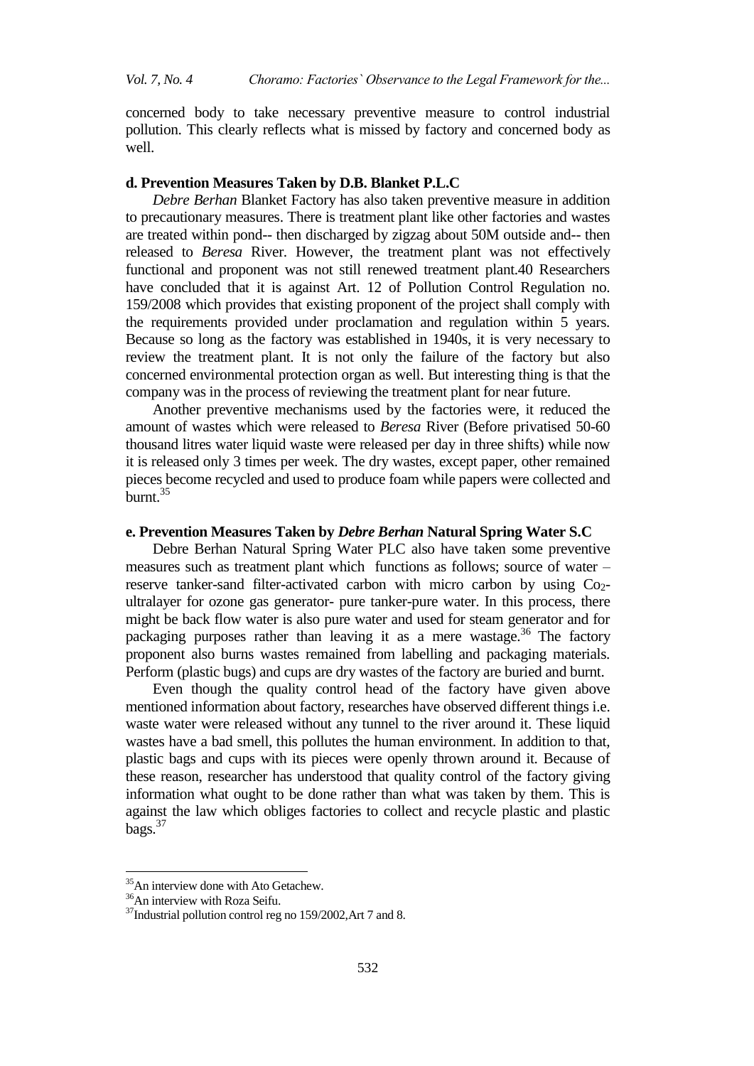concerned body to take necessary preventive measure to control industrial pollution. This clearly reflects what is missed by factory and concerned body as well.

**d. Prevention Measures Taken by D.B. Blanket P.L.C**

*Debre Berhan* Blanket Factory has also taken preventive measure in addition to precautionary measures. There is treatment plant like other factories and wastes are treated within pond-- then discharged by zigzag about 50M outside and-- then released to *Beresa* River. However, the treatment plant was not effectively functional and proponent was not still renewed treatment plant.40 Researchers have concluded that it is against Art. 12 of Pollution Control Regulation no. 159/2008 which provides that existing proponent of the project shall comply with the requirements provided under proclamation and regulation within 5 years. Because so long as the factory was established in 1940s, it is very necessary to review the treatment plant. It is not only the failure of the factory but also concerned environmental protection organ as well. But interesting thing is that the company was in the process of reviewing the treatment plant for near future.

Another preventive mechanisms used by the factories were, it reduced the amount of wastes which were released to *Beresa* River (Before privatised 50-60 thousand litres water liquid waste were released per day in three shifts) while now it is released only 3 times per week. The dry wastes, except paper, other remained pieces become recycled and used to produce foam while papers were collected and burnt.[35]

**e. Prevention Measures Taken by *Debre Berhan* Natural Spring Water S.C**

Debre Berhan Natural Spring Water PLC also have taken some preventive measures such as treatment plant which functions as follows; source of water – reserve tanker-sand filter-activated carbon with micro carbon by using $Co_2$-ultralayer for ozone gas generator- pure tanker-pure water. In this process, there might be back flow water is also pure water and used for steam generator and for packaging purposes rather than leaving it as a mere wastage.[36] The factory proponent also burns wastes remained from labelling and packaging materials. Perform (plastic bugs) and cups are dry wastes of the factory are buried and burnt.

Even though the quality control head of the factory have given above mentioned information about factory, researches have observed different things i.e. waste water were released without any tunnel to the river around it. These liquid wastes have a bad smell, this pollutes the human environment. In addition to that, plastic bags and cups with its pieces were openly thrown around it. Because of these reason, researcher has understood that quality control of the factory giving information what ought to be done rather than what was taken by them. This is against the law which obliges factories to collect and recycle plastic and plastic bags.[37]

---

[35] An interview done with Ato Getachew.

[36] An interview with Roza Seifu.

[37] Industrial pollution control reg no 159/2002,Art 7 and 8.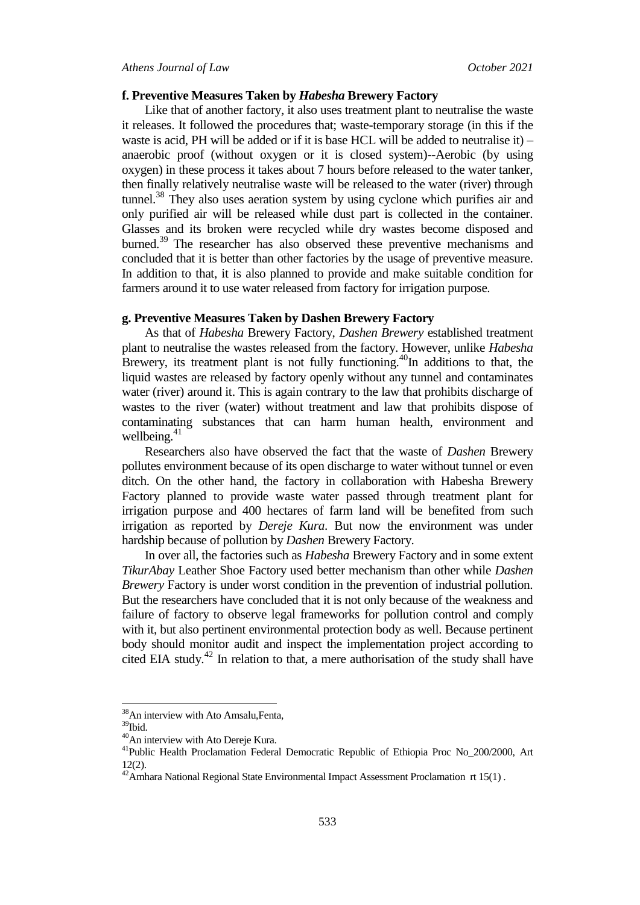### f. Preventive Measures Taken by *Habesha* Brewery Factory

Like that of another factory, it also uses treatment plant to neutralise the waste it releases. It followed the procedures that; waste-temporary storage (in this if the waste is acid, PH will be added or if it is base HCL will be added to neutralise it) – anaerobic proof (without oxygen or it is closed system)--Aerobic (by using oxygen) in these process it takes about 7 hours before released to the water tanker, then finally relatively neutralise waste will be released to the water (river) through tunnel.[38] They also uses aeration system by using cyclone which purifies air and only purified air will be released while dust part is collected in the container. Glasses and its broken were recycled while dry wastes become disposed and burned.[39] The researcher has also observed these preventive mechanisms and concluded that it is better than other factories by the usage of preventive measure. In addition to that, it is also planned to provide and make suitable condition for farmers around it to use water released from factory for irrigation purpose.

### g. Preventive Measures Taken by Dashen Brewery Factory

As that of *Habesha* Brewery Factory, *Dashen Brewery* established treatment plant to neutralise the wastes released from the factory. However, unlike *Habesha* Brewery, its treatment plant is not fully functioning.[40]In additions to that, the liquid wastes are released by factory openly without any tunnel and contaminates water (river) around it. This is again contrary to the law that prohibits discharge of wastes to the river (water) without treatment and law that prohibits dispose of contaminating substances that can harm human health, environment and wellbeing.[41]

Researchers also have observed the fact that the waste of *Dashen* Brewery pollutes environment because of its open discharge to water without tunnel or even ditch. On the other hand, the factory in collaboration with Habesha Brewery Factory planned to provide waste water passed through treatment plant for irrigation purpose and 400 hectares of farm land will be benefited from such irrigation as reported by *Dereje Kura*. But now the environment was under hardship because of pollution by *Dashen* Brewery Factory.

In over all, the factories such as *Habesha* Brewery Factory and in some extent *TikurAbay* Leather Shoe Factory used better mechanism than other while *Dashen Brewery* Factory is under worst condition in the prevention of industrial pollution. But the researchers have concluded that it is not only because of the weakness and failure of factory to observe legal frameworks for pollution control and comply with it, but also pertinent environmental protection body as well. Because pertinent body should monitor audit and inspect the implementation project according to cited EIA study.[42] In relation to that, a mere authorisation of the study shall have

---

[38] An interview with Ato Amsalu,Fenta,

[39] Ibid.

[40] An interview with Ato Dereje Kura.

[41] Public Health Proclamation Federal Democratic Republic of Ethiopia Proc No_200/2000, Art 12(2).

[42] Amhara National Regional State Environmental Impact Assessment Proclamation rt 15(1) .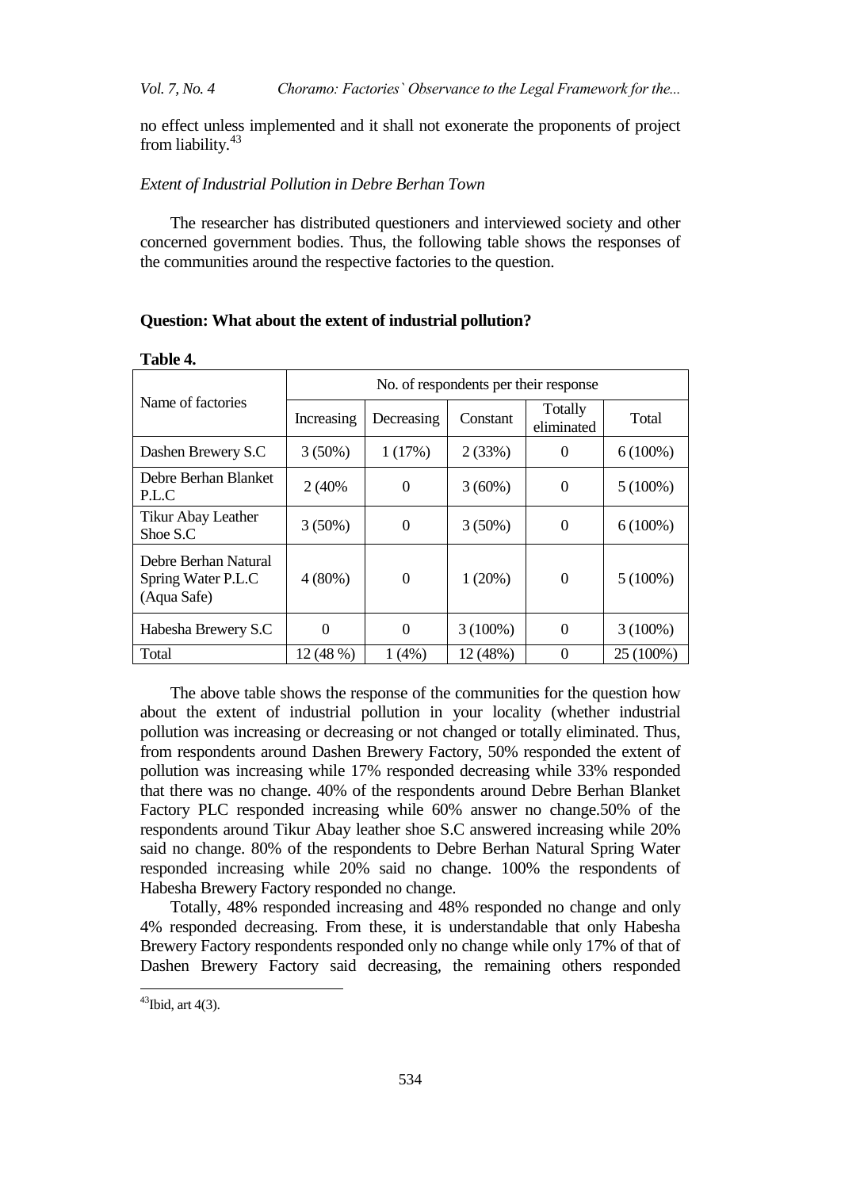no effect unless implemented and it shall not exonerate the proponents of project from liability.[43]

*Extent of Industrial Pollution in Debre Berhan Town*

The researcher has distributed questioners and interviewed society and other concerned government bodies. Thus, the following table shows the responses of the communities around the respective factories to the question.

**Question: What about the extent of industrial pollution?**

**Table 4.**

| Name of factories | No. of respondents per their response | | | | |
|---|---|---|---|---|---|
| | Increasing | Decreasing | Constant | Totally eliminated | Total |
| Dashen Brewery S.C | 3 (50%) | 1 (17%) | 2 (33%) | 0 | 6 (100%) |
| Debre Berhan Blanket P.L.C | 2 (40% | 0 | 3 (60%) | 0 | 5 (100%) |
| Tikur Abay Leather Shoe S.C | 3 (50%) | 0 | 3 (50%) | 0 | 6 (100%) |
| Debre Berhan Natural Spring Water P.L.C (Aqua Safe) | 4 (80%) | 0 | 1 (20%) | 0 | 5 (100%) |
| Habesha Brewery S.C | 0 | 0 | 3 (100%) | 0 | 3 (100%) |
| Total | 12 (48 %) | 1 (4%) | 12 (48%) | 0 | 25 (100%) |

The above table shows the response of the communities for the question how about the extent of industrial pollution in your locality (whether industrial pollution was increasing or decreasing or not changed or totally eliminated. Thus, from respondents around Dashen Brewery Factory, 50% responded the extent of pollution was increasing while 17% responded decreasing while 33% responded that there was no change. 40% of the respondents around Debre Berhan Blanket Factory PLC responded increasing while 60% answer no change.50% of the respondents around Tikur Abay leather shoe S.C answered increasing while 20% said no change. 80% of the respondents to Debre Berhan Natural Spring Water responded increasing while 20% said no change. 100% the respondents of Habesha Brewery Factory responded no change.

Totally, 48% responded increasing and 48% responded no change and only 4% responded decreasing. From these, it is understandable that only Habesha Brewery Factory respondents responded only no change while only 17% of that of Dashen Brewery Factory said decreasing, the remaining others responded

[43] Ibid, art 4(3).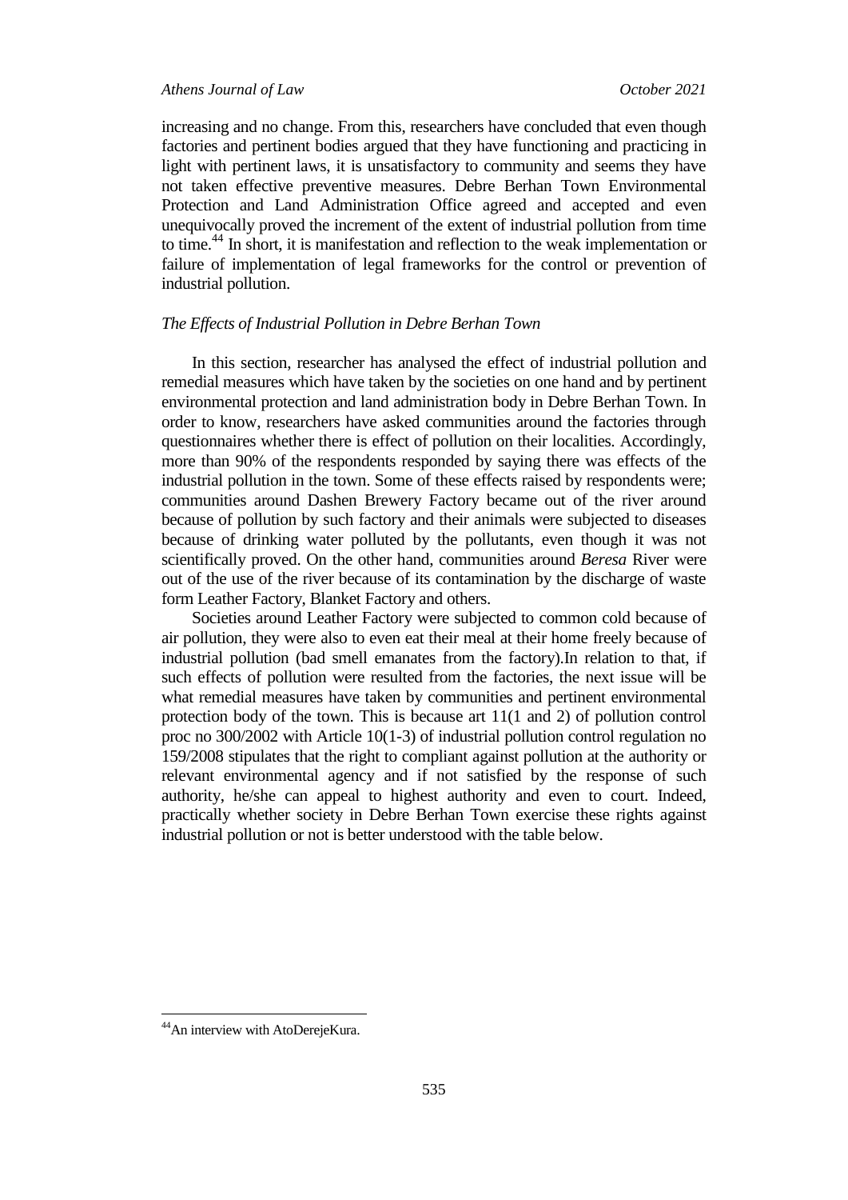increasing and no change. From this, researchers have concluded that even though factories and pertinent bodies argued that they have functioning and practicing in light with pertinent laws, it is unsatisfactory to community and seems they have not taken effective preventive measures. Debre Berhan Town Environmental Protection and Land Administration Office agreed and accepted and even unequivocally proved the increment of the extent of industrial pollution from time to time.[44] In short, it is manifestation and reflection to the weak implementation or failure of implementation of legal frameworks for the control or prevention of industrial pollution.

### *The Effects of Industrial Pollution in Debre Berhan Town*

In this section, researcher has analysed the effect of industrial pollution and remedial measures which have taken by the societies on one hand and by pertinent environmental protection and land administration body in Debre Berhan Town. In order to know, researchers have asked communities around the factories through questionnaires whether there is effect of pollution on their localities. Accordingly, more than 90% of the respondents responded by saying there was effects of the industrial pollution in the town. Some of these effects raised by respondents were; communities around Dashen Brewery Factory became out of the river around because of pollution by such factory and their animals were subjected to diseases because of drinking water polluted by the pollutants, even though it was not scientifically proved. On the other hand, communities around *Beresa* River were out of the use of the river because of its contamination by the discharge of waste form Leather Factory, Blanket Factory and others.

Societies around Leather Factory were subjected to common cold because of air pollution, they were also to even eat their meal at their home freely because of industrial pollution (bad smell emanates from the factory).In relation to that, if such effects of pollution were resulted from the factories, the next issue will be what remedial measures have taken by communities and pertinent environmental protection body of the town. This is because art 11(1 and 2) of pollution control proc no 300/2002 with Article 10(1-3) of industrial pollution control regulation no 159/2008 stipulates that the right to compliant against pollution at the authority or relevant environmental agency and if not satisfied by the response of such authority, he/she can appeal to highest authority and even to court. Indeed, practically whether society in Debre Berhan Town exercise these rights against industrial pollution or not is better understood with the table below.

[44] An interview with AtoDerejeKura.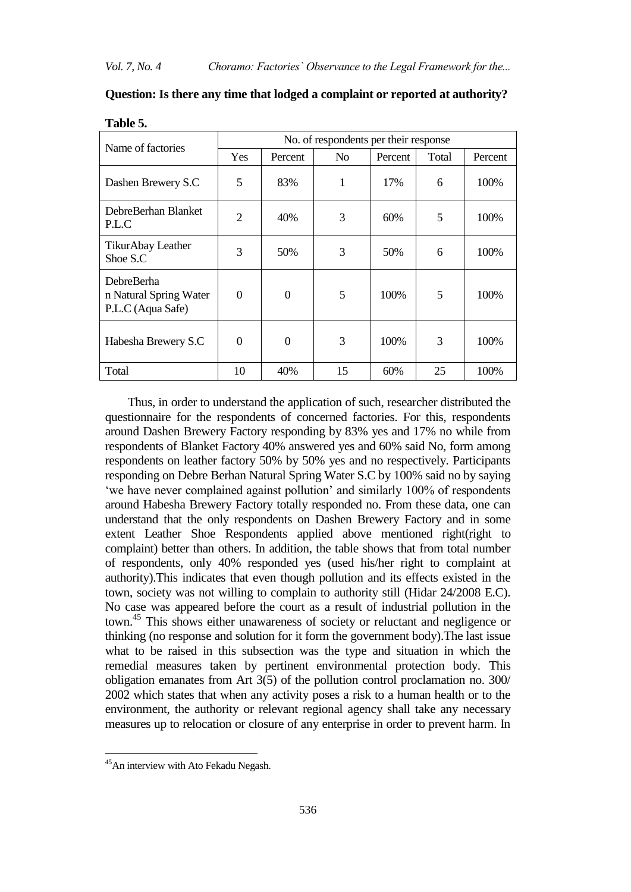**Question: Is there any time that lodged a complaint or reported at authority?**

**Table 5.**

| Name of factories | No. of respondents per their response | | | | | |
|---|---|---|---|---|---|---|
| | Yes | Percent | No | Percent | Total | Percent |
| Dashen Brewery S.C | 5 | 83% | 1 | 17% | 6 | 100% |
| DebreBerhan Blanket P.L.C | 2 | 40% | 3 | 60% | 5 | 100% |
| TikurAbay Leather Shoe S.C | 3 | 50% | 3 | 50% | 6 | 100% |
| DebreBerha n Natural Spring Water P.L.C (Aqua Safe) | 0 | 0 | 5 | 100% | 5 | 100% |
| Habesha Brewery S.C | 0 | 0 | 3 | 100% | 3 | 100% |
| Total | 10 | 40% | 15 | 60% | 25 | 100% |

Thus, in order to understand the application of such, researcher distributed the questionnaire for the respondents of concerned factories. For this, respondents around Dashen Brewery Factory responding by 83% yes and 17% no while from respondents of Blanket Factory 40% answered yes and 60% said No, form among respondents on leather factory 50% by 50% yes and no respectively. Participants responding on Debre Berhan Natural Spring Water S.C by 100% said no by saying 'we have never complained against pollution' and similarly 100% of respondents around Habesha Brewery Factory totally responded no. From these data, one can understand that the only respondents on Dashen Brewery Factory and in some extent Leather Shoe Respondents applied above mentioned right(right to complaint) better than others. In addition, the table shows that from total number of respondents, only 40% responded yes (used his/her right to complaint at authority).This indicates that even though pollution and its effects existed in the town, society was not willing to complain to authority still (Hidar 24/2008 E.C). No case was appeared before the court as a result of industrial pollution in the town.[45] This shows either unawareness of society or reluctant and negligence or thinking (no response and solution for it form the government body).The last issue what to be raised in this subsection was the type and situation in which the remedial measures taken by pertinent environmental protection body. This obligation emanates from Art 3(5) of the pollution control proclamation no. 300/ 2002 which states that when any activity poses a risk to a human health or to the environment, the authority or relevant regional agency shall take any necessary measures up to relocation or closure of any enterprise in order to prevent harm. In

[45] An interview with Ato Fekadu Negash.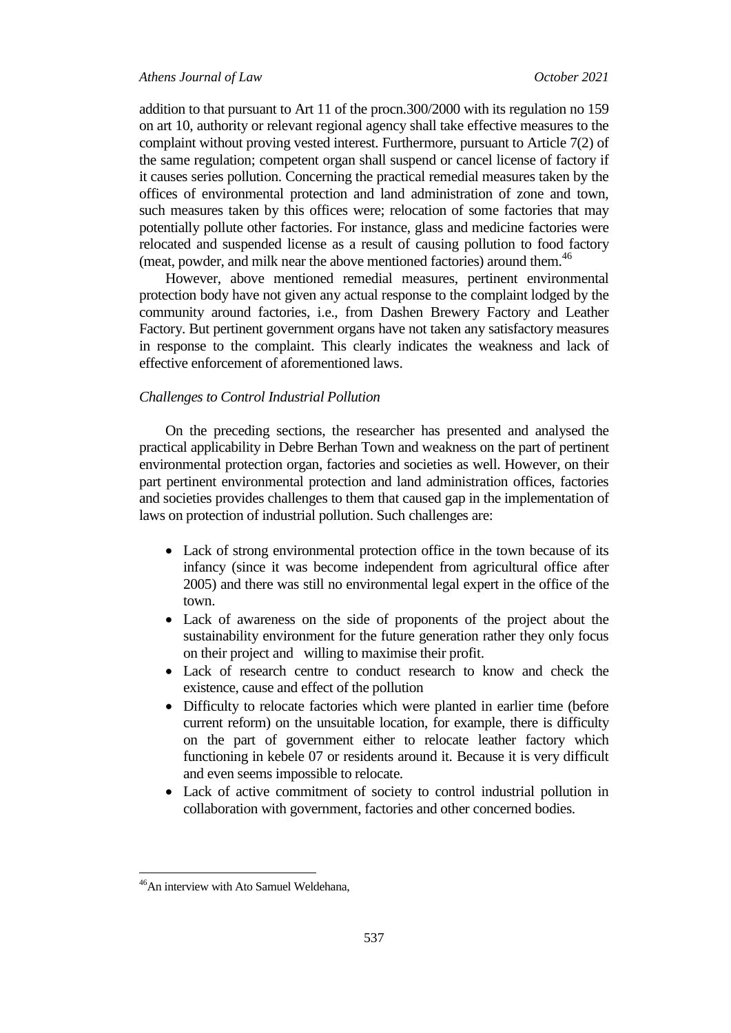addition to that pursuant to Art 11 of the procn.300/2000 with its regulation no 159 on art 10, authority or relevant regional agency shall take effective measures to the complaint without proving vested interest. Furthermore, pursuant to Article 7(2) of the same regulation; competent organ shall suspend or cancel license of factory if it causes series pollution. Concerning the practical remedial measures taken by the offices of environmental protection and land administration of zone and town, such measures taken by this offices were; relocation of some factories that may potentially pollute other factories. For instance, glass and medicine factories were relocated and suspended license as a result of causing pollution to food factory (meat, powder, and milk near the above mentioned factories) around them.[46]

However, above mentioned remedial measures, pertinent environmental protection body have not given any actual response to the complaint lodged by the community around factories, i.e., from Dashen Brewery Factory and Leather Factory. But pertinent government organs have not taken any satisfactory measures in response to the complaint. This clearly indicates the weakness and lack of effective enforcement of aforementioned laws.

*Challenges to Control Industrial Pollution*

On the preceding sections, the researcher has presented and analysed the practical applicability in Debre Berhan Town and weakness on the part of pertinent environmental protection organ, factories and societies as well. However, on their part pertinent environmental protection and land administration offices, factories and societies provides challenges to them that caused gap in the implementation of laws on protection of industrial pollution. Such challenges are:

- Lack of strong environmental protection office in the town because of its infancy (since it was become independent from agricultural office after 2005) and there was still no environmental legal expert in the office of the town.
- Lack of awareness on the side of proponents of the project about the sustainability environment for the future generation rather they only focus on their project and willing to maximise their profit.
- Lack of research centre to conduct research to know and check the existence, cause and effect of the pollution
- Difficulty to relocate factories which were planted in earlier time (before current reform) on the unsuitable location, for example, there is difficulty on the part of government either to relocate leather factory which functioning in kebele 07 or residents around it. Because it is very difficult and even seems impossible to relocate.
- Lack of active commitment of society to control industrial pollution in collaboration with government, factories and other concerned bodies.

[46]An interview with Ato Samuel Weldehana,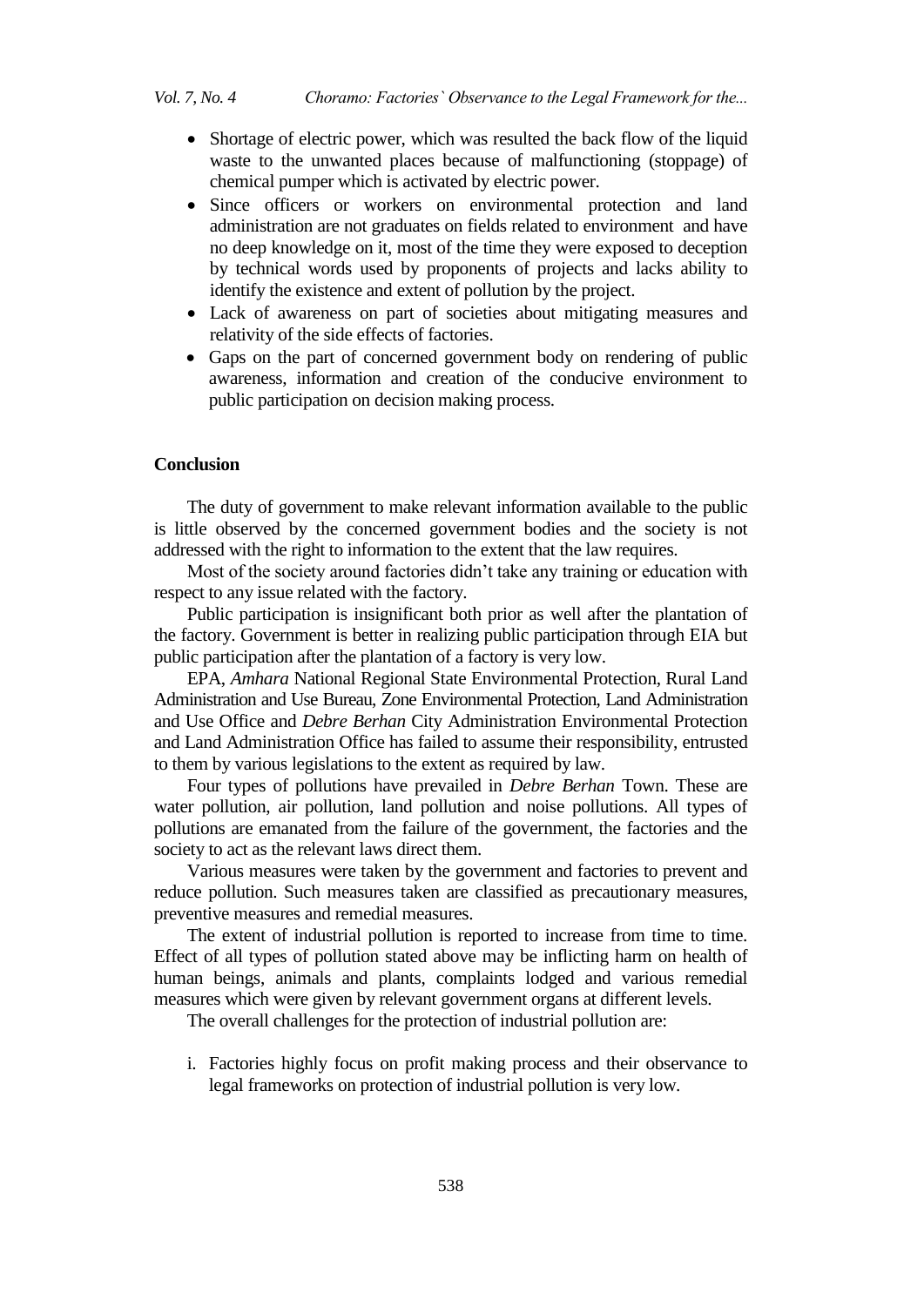- Shortage of electric power, which was resulted the back flow of the liquid waste to the unwanted places because of malfunctioning (stoppage) of chemical pumper which is activated by electric power.
- Since officers or workers on environmental protection and land administration are not graduates on fields related to environment and have no deep knowledge on it, most of the time they were exposed to deception by technical words used by proponents of projects and lacks ability to identify the existence and extent of pollution by the project.
- Lack of awareness on part of societies about mitigating measures and relativity of the side effects of factories.
- Gaps on the part of concerned government body on rendering of public awareness, information and creation of the conducive environment to public participation on decision making process.

**Conclusion**

The duty of government to make relevant information available to the public is little observed by the concerned government bodies and the society is not addressed with the right to information to the extent that the law requires.

Most of the society around factories didn't take any training or education with respect to any issue related with the factory.

Public participation is insignificant both prior as well after the plantation of the factory. Government is better in realizing public participation through EIA but public participation after the plantation of a factory is very low.

EPA, *Amhara* National Regional State Environmental Protection, Rural Land Administration and Use Bureau, Zone Environmental Protection, Land Administration and Use Office and *Debre Berhan* City Administration Environmental Protection and Land Administration Office has failed to assume their responsibility, entrusted to them by various legislations to the extent as required by law.

Four types of pollutions have prevailed in *Debre Berhan* Town. These are water pollution, air pollution, land pollution and noise pollutions. All types of pollutions are emanated from the failure of the government, the factories and the society to act as the relevant laws direct them.

Various measures were taken by the government and factories to prevent and reduce pollution. Such measures taken are classified as precautionary measures, preventive measures and remedial measures.

The extent of industrial pollution is reported to increase from time to time. Effect of all types of pollution stated above may be inflicting harm on health of human beings, animals and plants, complaints lodged and various remedial measures which were given by relevant government organs at different levels.

The overall challenges for the protection of industrial pollution are:

i. Factories highly focus on profit making process and their observance to legal frameworks on protection of industrial pollution is very low.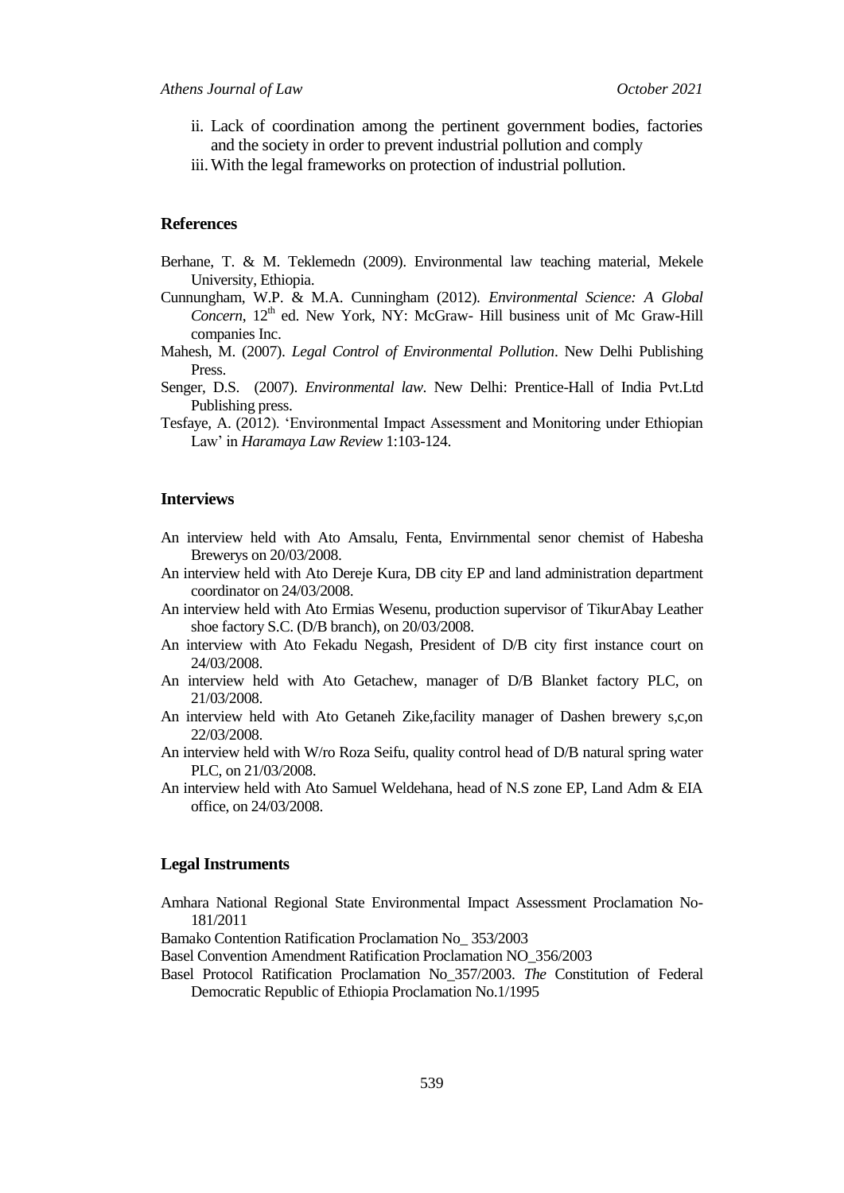ii. Lack of coordination among the pertinent government bodies, factories and the society in order to prevent industrial pollution and comply

iii. With the legal frameworks on protection of industrial pollution.

## References

Berhane, T. & M. Teklemedn (2009). Environmental law teaching material, Mekele University, Ethiopia.

Cunnungham, W.P. & M.A. Cunningham (2012). *Environmental Science: A Global Concern*, 12th ed. New York, NY: McGraw- Hill business unit of Mc Graw-Hill companies Inc.

Mahesh, M. (2007). *Legal Control of Environmental Pollution*. New Delhi Publishing Press.

Senger, D.S. (2007). *Environmental law*. New Delhi: Prentice-Hall of India Pvt.Ltd Publishing press.

Tesfaye, A. (2012). 'Environmental Impact Assessment and Monitoring under Ethiopian Law' in *Haramaya Law Review* 1:103-124.

## Interviews

An interview held with Ato Amsalu, Fenta, Envirnmental senor chemist of Habesha Brewerys on 20/03/2008.

An interview held with Ato Dereje Kura, DB city EP and land administration department coordinator on 24/03/2008.

An interview held with Ato Ermias Wesenu, production supervisor of TikurAbay Leather shoe factory S.C. (D/B branch), on 20/03/2008.

An interview with Ato Fekadu Negash, President of D/B city first instance court on 24/03/2008.

An interview held with Ato Getachew, manager of D/B Blanket factory PLC, on 21/03/2008.

An interview held with Ato Getaneh Zike,facility manager of Dashen brewery s,c,on 22/03/2008.

An interview held with W/ro Roza Seifu, quality control head of D/B natural spring water PLC, on 21/03/2008.

An interview held with Ato Samuel Weldehana, head of N.S zone EP, Land Adm & EIA office, on 24/03/2008.

## Legal Instruments

Amhara National Regional State Environmental Impact Assessment Proclamation No-181/2011

Bamako Contention Ratification Proclamation No_ 353/2003

Basel Convention Amendment Ratification Proclamation NO_356/2003

Basel Protocol Ratification Proclamation No_357/2003. *The* Constitution of Federal Democratic Republic of Ethiopia Proclamation No.1/1995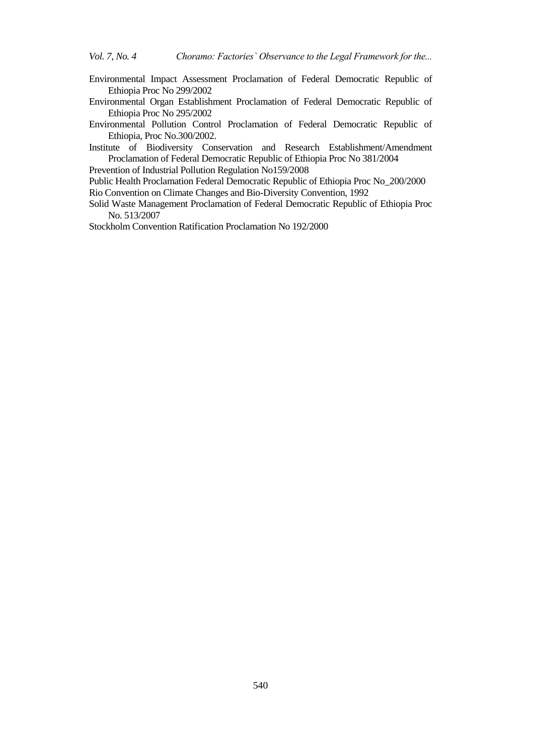Environmental Impact Assessment Proclamation of Federal Democratic Republic of Ethiopia Proc No 299/2002

Environmental Organ Establishment Proclamation of Federal Democratic Republic of Ethiopia Proc No 295/2002

Environmental Pollution Control Proclamation of Federal Democratic Republic of Ethiopia, Proc No.300/2002.

Institute of Biodiversity Conservation and Research Establishment/Amendment Proclamation of Federal Democratic Republic of Ethiopia Proc No 381/2004

Prevention of Industrial Pollution Regulation No159/2008

Public Health Proclamation Federal Democratic Republic of Ethiopia Proc No_200/2000

Rio Convention on Climate Changes and Bio-Diversity Convention, 1992

Solid Waste Management Proclamation of Federal Democratic Republic of Ethiopia Proc No. 513/2007

Stockholm Convention Ratification Proclamation No 192/2000